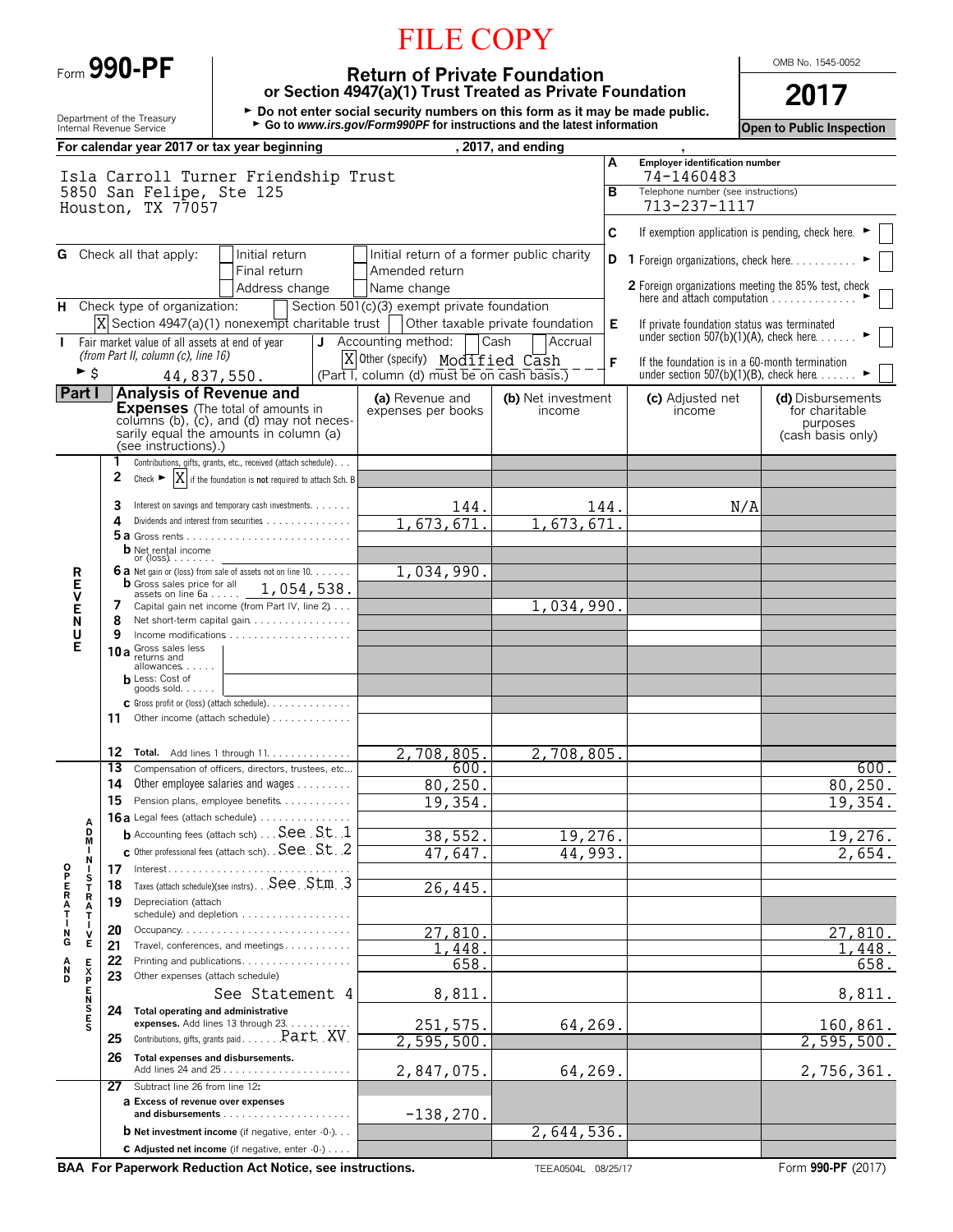FILE COPY

Form **990-PF**

# Return of Private Foundation
## or Section 4947(a)(1) Trust Treated as Private Foundation

OMB No. 1545-0052

**2017**

Open to Public Inspection

Department of the Treasury
Internal Revenue Service

► Do not enter social security numbers on this form as it may be made public.
► Go to *www.irs.gov/Form990PF* for instructions and the latest information

For calendar year 2017 or tax year beginning , 2017, and ending ,

Isla Carroll Turner Friendship Trust
5850 San Felipe, Ste 125
Houston, TX 77057

**A** Employer identification number: 74-1460483

**B** Telephone number (see instructions): 713-237-1117

**C** If exemption application is pending, check here ► [ ]

**D** 1 Foreign organizations, check here ► [ ]

2 Foreign organizations meeting the 85% test, check here and attach computation ► [ ]

**E** If private foundation status was terminated under section 507(b)(1)(A), check here ► [ ]

**F** If the foundation is in a 60-month termination under section 507(b)(1)(B), check here ► [ ]

**G** Check all that apply: [ ] Initial return [ ] Initial return of a former public charity [ ] Final return [ ] Amended return [ ] Address change [ ] Name change

**H** Check type of organization: [ ] Section 501(c)(3) exempt private foundation [X] Section 4947(a)(1) nonexempt charitable trust [ ] Other taxable private foundation

**I** Fair market value of all assets at end of year (from Part II, column (c), line 16) ► $ 44,837,550.

**J** Accounting method: [ ] Cash [ ] Accrual [X] Other (specify) Modified Cash (Part I, column (d) must be on cash basis.)

**Part I** **Analysis of Revenue and Expenses** (The total of amounts in columns (b), (c), and (d) may not necessarily equal the amounts in column (a) (see instructions).)

| | | (a) Revenue and expenses per books | (b) Net investment income | (c) Adjusted net income | (d) Disbursements for charitable purposes (cash basis only) |
|---|---|---|---|---|---|
| **REVENUE** | 1 Contributions, gifts, grants, etc., received (attach schedule) | | | | |
| | 2 Check ► [X] if the foundation is **not** required to attach Sch. B | | | | |
| | 3 Interest on savings and temporary cash investments | 144. | 144. | N/A | |
| | 4 Dividends and interest from securities | 1,673,671. | 1,673,671. | | |
| | 5a Gross rents | | | | |
| | b Net rental income or (loss) | | | | |
| | 6a Net gain or (loss) from sale of assets not on line 10 | 1,034,990. | | | |
| | b Gross sales price for all assets on line 6a 1,054,538. | | | | |
| | 7 Capital gain net income (from Part IV, line 2) | | 1,034,990. | | |
| | 8 Net short-term capital gain | | | | |
| | 9 Income modifications | | | | |
| | 10a Gross sales less returns and allowances | | | | |
| | b Less: Cost of goods sold | | | | |
| | c Gross profit or (loss) (attach schedule) | | | | |
| | 11 Other income (attach schedule) | | | | |
| | 12 **Total.** Add lines 1 through 11 | 2,708,805. | 2,708,805. | | |
| **OPERATING AND ADMINISTRATIVE EXPENSES** | 13 Compensation of officers, directors, trustees, etc. | 600. | | | 600. |
| | 14 Other employee salaries and wages | 80,250. | | | 80,250. |
| | 15 Pension plans, employee benefits | 19,354. | | | 19,354. |
| | 16a Legal fees (attach schedule) | | | | |
| | b Accounting fees (attach sch) See St 1 | 38,552. | 19,276. | | 19,276. |
| | c Other professional fees (attach sch) See St 2 | 47,647. | 44,993. | | 2,654. |
| | 17 Interest | | | | |
| | 18 Taxes (attach schedule)(see instrs) See Stm 3 | 26,445. | | | |
| | 19 Depreciation (attach schedule) and depletion | | | | |
| | 20 Occupancy | 27,810. | | | 27,810. |
| | 21 Travel, conferences, and meetings | 1,448. | | | 1,448. |
| | 22 Printing and publications | 658. | | | 658. |
| | 23 Other expenses (attach schedule) See Statement 4 | 8,811. | | | 8,811. |
| | 24 **Total operating and administrative expenses.** Add lines 13 through 23 | 251,575. | 64,269. | | 160,861. |
| | 25 Contributions, gifts, grants paid Part XV | 2,595,500. | | | 2,595,500. |
| | 26 **Total expenses and disbursements.** Add lines 24 and 25 | 2,847,075. | 64,269. | | 2,756,361. |
| | 27 Subtract line 26 from line 12: | | | | |
| | a **Excess of revenue over expenses and disbursements** | -138,270. | | | |
| | b **Net investment income** (if negative, enter -0-) | | 2,644,536. | | |
| | c **Adjusted net income** (if negative, enter -0-) | | | | |

**BAA For Paperwork Reduction Act Notice, see instructions.** TEEA0504L 08/25/17 Form **990-PF** (2017)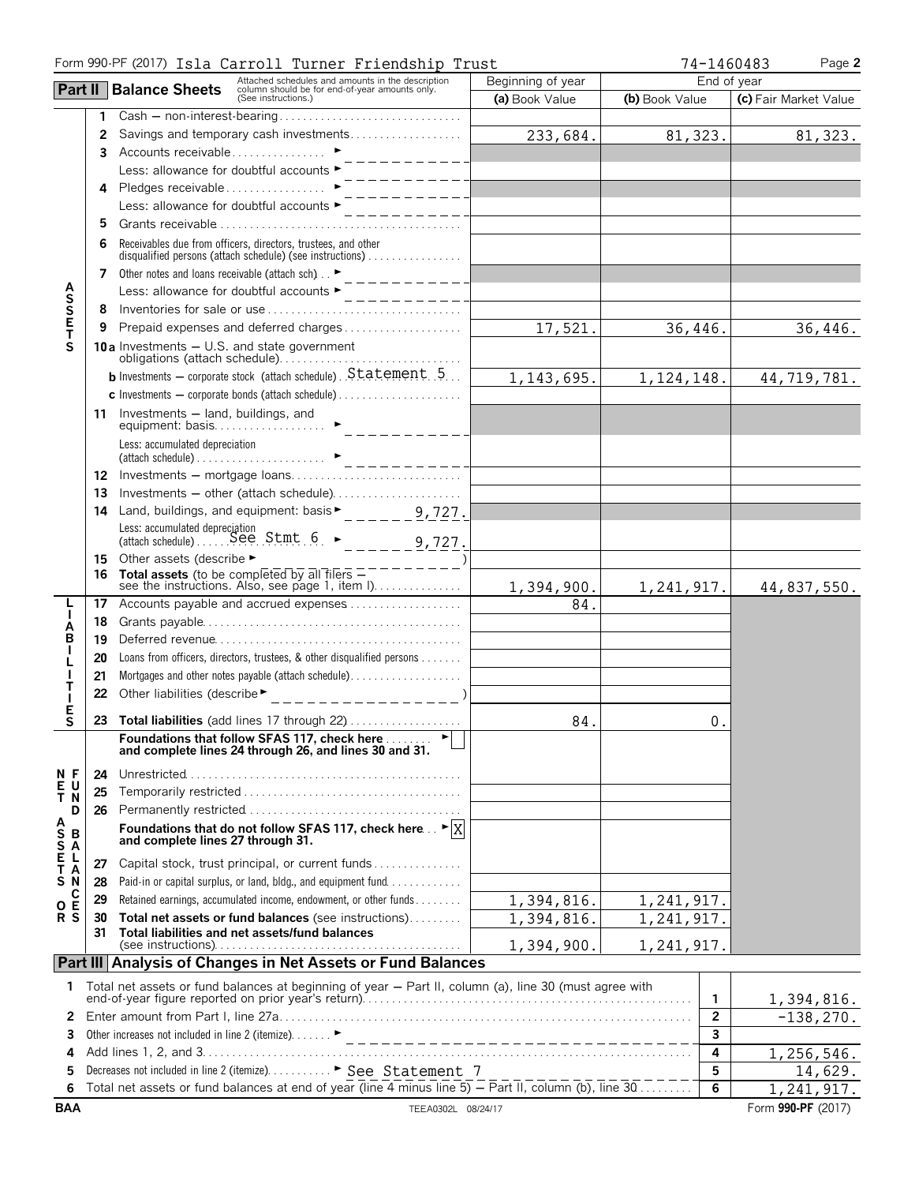Form 990-PF (2017) Isla Carroll Turner Friendship Trust 74-1460483 Page 2

## Part II Balance Sheets

Attached schedules and amounts in the description column should be for end-of-year amounts only. (See instructions.)

| | | Beginning of year (a) Book Value | End of year (b) Book Value | End of year (c) Fair Market Value |
|---|---|---|---|---|
| **ASSETS** | | | | |
| 1 | Cash — non-interest-bearing | | | |
| 2 | Savings and temporary cash investments | 233,684. | 81,323. | 81,323. |
| 3 | Accounts receivable ► | | | |
| | Less: allowance for doubtful accounts ► | | | |
| 4 | Pledges receivable ► | | | |
| | Less: allowance for doubtful accounts ► | | | |
| 5 | Grants receivable | | | |
| 6 | Receivables due from officers, directors, trustees, and other disqualified persons (attach schedule) (see instructions) | | | |
| 7 | Other notes and loans receivable (attach sch) ► | | | |
| | Less: allowance for doubtful accounts ► | | | |
| 8 | Inventories for sale or use | | | |
| 9 | Prepaid expenses and deferred charges | 17,521. | 36,446. | 36,446. |
| 10a | Investments — U.S. and state government obligations (attach schedule) | | | |
| b | Investments — corporate stock (attach schedule) Statement 5 | 1,143,695. | 1,124,148. | 44,719,781. |
| c | Investments — corporate bonds (attach schedule) | | | |
| 11 | Investments — land, buildings, and equipment: basis ► | | | |
| | Less: accumulated depreciation (attach schedule) ► | | | |
| 12 | Investments — mortgage loans | | | |
| 13 | Investments — other (attach schedule) | | | |
| 14 | Land, buildings, and equipment: basis ► 9,727. | | | |
| | Less: accumulated depreciation (attach schedule) See Stmt 6 ► 9,727. | | | |
| 15 | Other assets (describe ► ) | | | |
| 16 | **Total assets** (to be completed by all filers — see the instructions. Also, see page 1, item I) | 1,394,900. | 1,241,917. | 44,837,550. |
| **LIABILITIES** | | | | |
| 17 | Accounts payable and accrued expenses | 84. | | |
| 18 | Grants payable | | | |
| 19 | Deferred revenue | | | |
| 20 | Loans from officers, directors, trustees, & other disqualified persons | | | |
| 21 | Mortgages and other notes payable (attach schedule) | | | |
| 22 | Other liabilities (describe ► ) | | | |
| 23 | **Total liabilities** (add lines 17 through 22) | 84. | 0. | |
| **NET ASSETS OR FUND BALANCES** | | | | |
| | **Foundations that follow SFAS 117, check here** ► ☐ **and complete lines 24 through 26, and lines 30 and 31.** | | | |
| 24 | Unrestricted | | | |
| 25 | Temporarily restricted | | | |
| 26 | Permanently restricted | | | |
| | **Foundations that do not follow SFAS 117, check here** ► X **and complete lines 27 through 31.** | | | |
| 27 | Capital stock, trust principal, or current funds | | | |
| 28 | Paid-in or capital surplus, or land, bldg., and equipment fund | | | |
| 29 | Retained earnings, accumulated income, endowment, or other funds | 1,394,816. | 1,241,917. | |
| 30 | **Total net assets or fund balances** (see instructions) | 1,394,816. | 1,241,917. | |
| 31 | **Total liabilities and net assets/fund balances** (see instructions) | 1,394,900. | 1,241,917. | |

## Part III Analysis of Changes in Net Assets or Fund Balances

| | | | |
|---|---|---|---|
| 1 | Total net assets or fund balances at beginning of year — Part II, column (a), line 30 (must agree with end-of-year figure reported on prior year's return) | 1 | 1,394,816. |
| 2 | Enter amount from Part I, line 27a | 2 | -138,270. |
| 3 | Other increases not included in line 2 (itemize) ► | 3 | |
| 4 | Add lines 1, 2, and 3 | 4 | 1,256,546. |
| 5 | Decreases not included in line 2 (itemize) ► See Statement 7 | 5 | 14,629. |
| 6 | Total net assets or fund balances at end of year (line 4 minus line 5) — Part II, column (b), line 30 | 6 | 1,241,917. |

BAA TEEA0302L 08/24/17 Form **990-PF** (2017)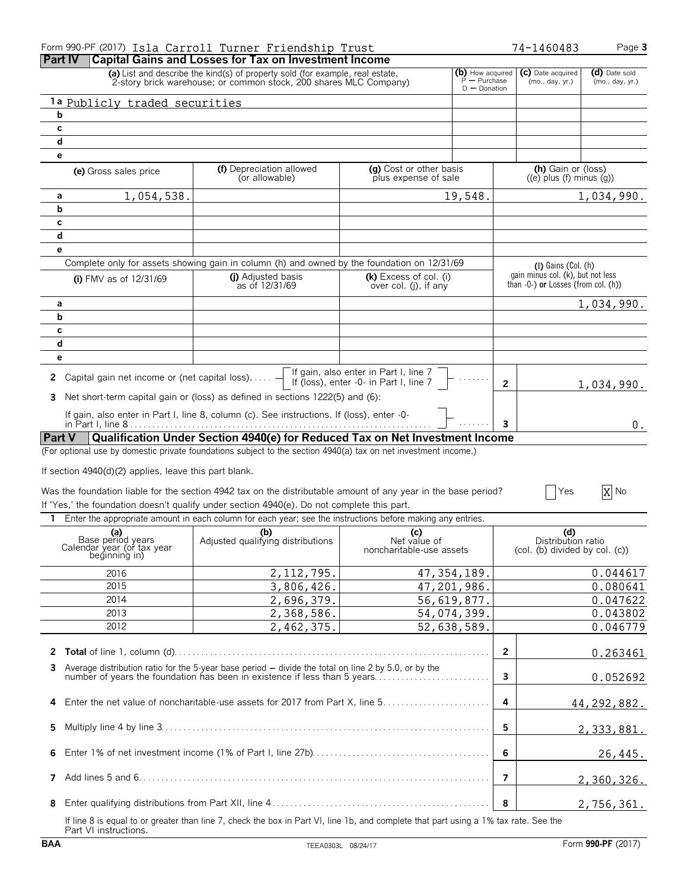Form 990-PF (2017) Isla Carroll Turner Friendship Trust 74-1460483

## Part IV Capital Gains and Losses for Tax on Investment Income

| | (a) List and describe the kind(s) of property sold (for example, real estate, 2-story brick warehouse; or common stock, 200 shares MLC Company) | (b) How acquired P — Purchase D — Donation | (c) Date acquired (mo., day, yr.) | (d) Date sold (mo., day, yr.) |
|---|---|---|---|---|
| 1a | Publicly traded securities | | | |
| b | | | | |
| c | | | | |
| d | | | | |
| e | | | | |

| | (e) Gross sales price | (f) Depreciation allowed (or allowable) | (g) Cost or other basis plus expense of sale | (h) Gain or (loss) ((e) plus (f) minus (g)) |
|---|---|---|---|---|
| a | 1,054,538. | | 19,548. | 1,034,990. |
| b | | | | |
| c | | | | |
| d | | | | |
| e | | | | |

Complete only for assets showing gain in column (h) and owned by the foundation on 12/31/69

| | (i) FMV as of 12/31/69 | (j) Adjusted basis as of 12/31/69 | (k) Excess of col. (i) over col. (j), if any | (l) Gains (Col. (h) gain minus col. (k), but not less than -0-) or Losses (from col. (h)) |
|---|---|---|---|---|
| a | | | | 1,034,990. |
| b | | | | |
| c | | | | |
| d | | | | |
| e | | | | |

2 Capital gain net income or (net capital loss) — If gain, also enter in Part I, line 7; If (loss), enter -0- in Part I, line 7 ... **2** 1,034,990.

3 Net short-term capital gain or (loss) as defined in sections 1222(5) and (6):

If gain, also enter in Part I, line 8, column (c). See instructions. If (loss), enter -0- in Part I, line 8 ... **3** 0.

## Part V Qualification Under Section 4940(e) for Reduced Tax on Net Investment Income

(For optional use by domestic private foundations subject to the section 4940(a) tax on net investment income.)

If section 4940(d)(2) applies, leave this part blank.

Was the foundation liable for the section 4942 tax on the distributable amount of any year in the base period? [ ] Yes [X] No

If 'Yes,' the foundation doesn't qualify under section 4940(e). Do not complete this part.

1 Enter the appropriate amount in each column for each year; see the instructions before making any entries.

| (a) Base period years Calendar year (or tax year beginning in) | (b) Adjusted qualifying distributions | (c) Net value of noncharitable-use assets | (d) Distribution ratio (col. (b) divided by col. (c)) |
|---|---|---|---|
| 2016 | 2,112,795. | 47,354,189. | 0.044617 |
| 2015 | 3,806,426. | 47,201,986. | 0.080641 |
| 2014 | 2,696,379. | 56,619,877. | 0.047622 |
| 2013 | 2,368,586. | 54,074,399. | 0.043802 |
| 2012 | 2,462,375. | 52,638,589. | 0.046779 |

| | | | |
|---|---|---|---|
| 2 | **Total** of line 1, column (d) | 2 | 0.263461 |
| 3 | Average distribution ratio for the 5-year base period — divide the total on line 2 by 5.0, or by the number of years the foundation has been in existence if less than 5 years | 3 | 0.052692 |
| 4 | Enter the net value of noncharitable-use assets for 2017 from Part X, line 5 | 4 | 44,292,882. |
| 5 | Multiply line 4 by line 3 | 5 | 2,333,881. |
| 6 | Enter 1% of net investment income (1% of Part I, line 27b) | 6 | 26,445. |
| 7 | Add lines 5 and 6 | 7 | 2,360,326. |
| 8 | Enter qualifying distributions from Part XII, line 4 | 8 | 2,756,361. |

If line 8 is equal to or greater than line 7, check the box in Part VI, line 1b, and complete that part using a 1% tax rate. See the Part VI instructions.

BAA TEEA0303L 08/24/17 Form **990-PF** (2017)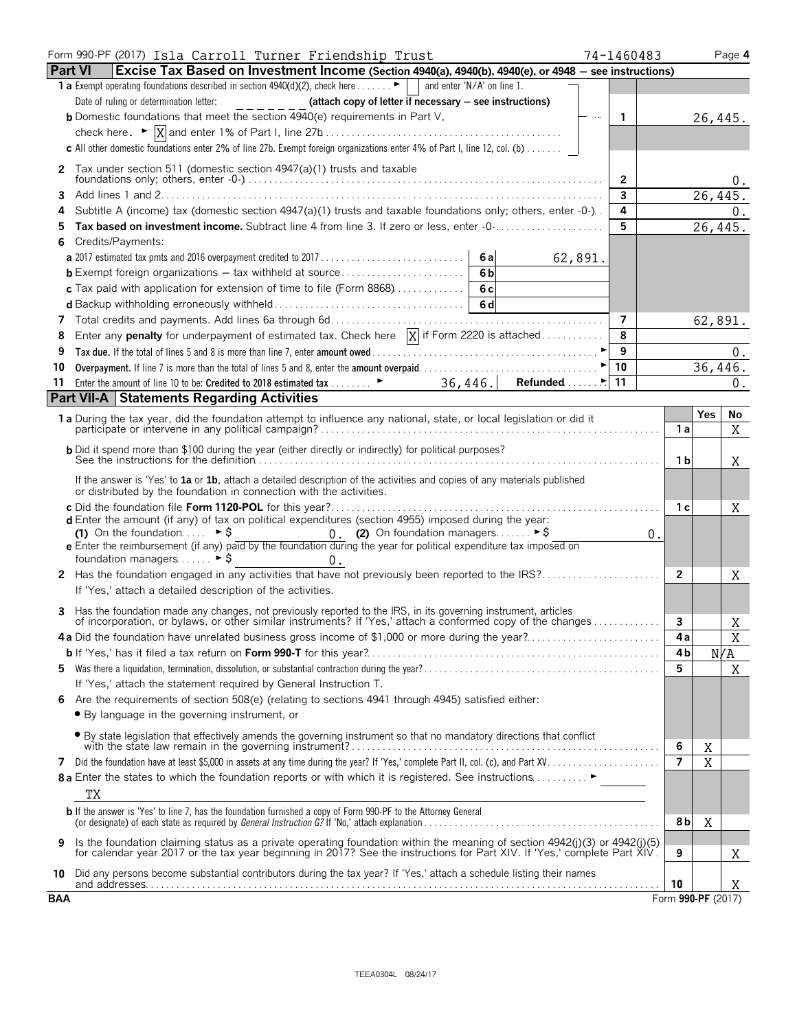Form 990-PF (2017) Isla Carroll Turner Friendship Trust 74-1460483 Page **4**

## Part VI Excise Tax Based on Investment Income (Section 4940(a), 4940(b), 4940(e), or 4948 — see instructions)

| | | | | |
|---|---|---|---|---|
| **1 a** Exempt operating foundations described in section 4940(d)(2), check here ► [ ] and enter 'N/A' on line 1. | | | | |
| Date of ruling or determination letter: ______ **(attach copy of letter if necessary — see instructions)** | | | | |
| **b** Domestic foundations that meet the section 4940(e) requirements in Part V, check here. ► [X] and enter 1% of Part I, line 27b | | | 1 | 26,445. |
| **c** All other domestic foundations enter 2% of line 27b. Exempt foreign organizations enter 4% of Part I, line 12, col. (b) | | | | |
| **2** Tax under section 511 (domestic section 4947(a)(1) trusts and taxable foundations only; others, enter -0-) | | | 2 | 0. |
| **3** Add lines 1 and 2 | | | 3 | 26,445. |
| **4** Subtitle A (income) tax (domestic section 4947(a)(1) trusts and taxable foundations only; others, enter -0-) | | | 4 | 0. |
| **5 Tax based on investment income.** Subtract line 4 from line 3. If zero or less, enter -0- | | | 5 | 26,445. |
| **6** Credits/Payments: | | | | |
| **a** 2017 estimated tax pmts and 2016 overpayment credited to 2017 | 6a | 62,891. | | |
| **b** Exempt foreign organizations — tax withheld at source | 6b | | | |
| **c** Tax paid with application for extension of time to file (Form 8868) | 6c | | | |
| **d** Backup withholding erroneously withheld | 6d | | | |
| **7** Total credits and payments. Add lines 6a through 6d | | | 7 | 62,891. |
| **8** Enter any **penalty** for underpayment of estimated tax. Check here [X] if Form 2220 is attached | | | 8 | |
| **9 Tax due.** If the total of lines 5 and 8 is more than line 7, enter **amount owed** ► | | | 9 | 0. |
| **10 Overpayment.** If line 7 is more than the total of lines 5 and 8, enter the **amount overpaid** ► | | | 10 | 36,446. |
| **11** Enter the amount of line 10 to be: **Credited to 2018 estimated tax** ► | | 36,446. **Refunded** ► | 11 | 0. |

## Part VII-A Statements Regarding Activities

| | | Yes | No |
|---|---|---|---|
| **1 a** During the tax year, did the foundation attempt to influence any national, state, or local legislation or did it participate or intervene in any political campaign? | 1a | | X |
| **b** Did it spend more than $100 during the year (either directly or indirectly) for political purposes? See the instructions for the definition | 1b | | X |
| If the answer is 'Yes' to **1a** or **1b**, attach a detailed description of the activities and copies of any materials published or distributed by the foundation in connection with the activities. | | | |
| **c** Did the foundation file **Form 1120-POL** for this year? | 1c | | X |
| **d** Enter the amount (if any) of tax on political expenditures (section 4955) imposed during the year: **(1)** On the foundation ► $ 0. **(2)** On foundation managers ► $ 0. | | | |
| **e** Enter the reimbursement (if any) paid by the foundation during the year for political expenditure tax imposed on foundation managers ► $ 0. | | | |
| **2** Has the foundation engaged in any activities that have not previously been reported to the IRS? | 2 | | X |
| If 'Yes,' attach a detailed description of the activities. | | | |
| **3** Has the foundation made any changes, not previously reported to the IRS, in its governing instrument, articles of incorporation, or bylaws, or other similar instruments? If 'Yes,' attach a conformed copy of the changes | 3 | | X |
| **4 a** Did the foundation have unrelated business gross income of $1,000 or more during the year? | 4a | | X |
| **b** If 'Yes,' has it filed a tax return on **Form 990-T** for this year? | 4b | N/A | |
| **5** Was there a liquidation, termination, dissolution, or substantial contraction during the year? | 5 | | X |
| If 'Yes,' attach the statement required by General Instruction T. | | | |
| **6** Are the requirements of section 508(e) (relating to sections 4941 through 4945) satisfied either: | | | |
| • By language in the governing instrument, or | | | |
| • By state legislation that effectively amends the governing instrument so that no mandatory directions that conflict with the state law remain in the governing instrument? | 6 | X | |
| **7** Did the foundation have at least $5,000 in assets at any time during the year? If 'Yes,' complete Part II, col. (c), and Part XV | 7 | X | |
| **8 a** Enter the states to which the foundation reports or with which it is registered. See instructions ► TX | | | |
| **b** If the answer is 'Yes' to line 7, has the foundation furnished a copy of Form 990-PF to the Attorney General (or designate) of each state as required by *General Instruction G*? If 'No,' attach explanation | 8b | X | |
| **9** Is the foundation claiming status as a private operating foundation within the meaning of section 4942(j)(3) or 4942(j)(5) for calendar year 2017 or the tax year beginning in 2017? See the instructions for Part XIV. If 'Yes,' complete Part XIV | 9 | | X |
| **10** Did any persons become substantial contributors during the tax year? If 'Yes,' attach a schedule listing their names and addresses | 10 | | X |

BAA Form **990-PF** (2017)

TEEA0304L 08/24/17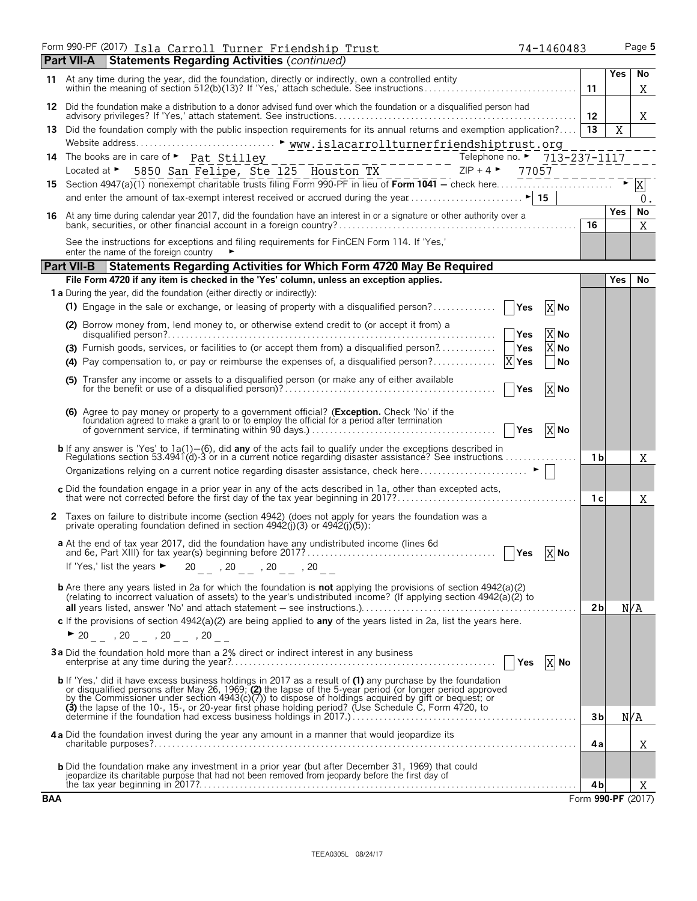Form 990-PF (2017) Isla Carroll Turner Friendship Trust 74-1460483

## Part VII-A Statements Regarding Activities *(continued)*

| | | | Yes | No |
|---|---|---|---|---|
| **11** | At any time during the year, did the foundation, directly or indirectly, own a controlled entity within the meaning of section 512(b)(13)? If 'Yes,' attach schedule. See instructions | 11 | | X |
| **12** | Did the foundation make a distribution to a donor advised fund over which the foundation or a disqualified person had advisory privileges? If 'Yes,' attach statement. See instructions | 12 | | X |
| **13** | Did the foundation comply with the public inspection requirements for its annual returns and exemption application? | 13 | X | |
| | Website address ► www.islacarrollturnerfriendshiptrust.org | | | |
| **14** | The books are in care of ► Pat Stilley Telephone no. ► 713-237-1117 | | | |
| | Located at ► 5850 San Felipe, Ste 125 Houston TX ZIP + 4 ► 77057 | | | |
| **15** | Section 4947(a)(1) nonexempt charitable trusts filing Form 990-PF in lieu of **Form 1041** – check here ► X | | | |
| | and enter the amount of tax-exempt interest received or accrued during the year ► 15 | | | 0. |
| | | | **Yes** | **No** |
| **16** | At any time during calendar year 2017, did the foundation have an interest in or a signature or other authority over a bank, securities, or other financial account in a foreign country? | 16 | | X |
| | See the instructions for exceptions and filing requirements for FinCEN Form 114. If 'Yes,' enter the name of the foreign country ► | | | |

## Part VII-B Statements Regarding Activities for Which Form 4720 May Be Required

**File Form 4720 if any item is checked in the 'Yes' column, unless an exception applies.**

| | | | Yes | No |
|---|---|---|---|---|
| **1 a** | During the year, did the foundation (either directly or indirectly): | | | |
| | **(1)** Engage in the sale or exchange, or leasing of property with a disqualified person? ☐ Yes ☒ No | | | |
| | **(2)** Borrow money from, lend money to, or otherwise extend credit to (or accept it from) a disqualified person? ☐ Yes ☒ No | | | |
| | **(3)** Furnish goods, services, or facilities to (or accept them from) a disqualified person? ☐ Yes ☒ No | | | |
| | **(4)** Pay compensation to, or pay or reimburse the expenses of, a disqualified person? ☒ Yes ☐ No | | | |
| | **(5)** Transfer any income or assets to a disqualified person (or make any of either available for the benefit or use of a disqualified person)? ☐ Yes ☒ No | | | |
| | **(6)** Agree to pay money or property to a government official? (**Exception.** Check 'No' if the foundation agreed to make a grant to or to employ the official for a period after termination of government service, if terminating within 90 days.) ☐ Yes ☒ No | | | |
| **b** | If any answer is 'Yes' to 1a(1)–(6), did **any** of the acts fail to qualify under the exceptions described in Regulations section 53.4941(d)-3 or in a current notice regarding disaster assistance? See instructions | 1 b | | X |
| | Organizations relying on a current notice regarding disaster assistance, check here ► ☐ | | | |
| **c** | Did the foundation engage in a prior year in any of the acts described in 1a, other than excepted acts, that were not corrected before the first day of the tax year beginning in 2017? | 1 c | | X |
| **2** | Taxes on failure to distribute income (section 4942) (does not apply for years the foundation was a private operating foundation defined in section 4942(j)(3) or 4942(j)(5)): | | | |
| **a** | At the end of tax year 2017, did the foundation have any undistributed income (lines 6d and 6e, Part XIII) for tax year(s) beginning before 2017? ☐ Yes ☒ No | | | |
| | If 'Yes,' list the years ► 20__ , 20__ , 20__ , 20__ | | | |
| **b** | Are there any years listed in 2a for which the foundation is **not** applying the provisions of section 4942(a)(2) (relating to incorrect valuation of assets) to the year's undistributed income? (If applying section 4942(a)(2) to **all** years listed, answer 'No' and attach statement – see instructions.) | 2 b | | N/A |
| **c** | If the provisions of section 4942(a)(2) are being applied to **any** of the years listed in 2a, list the years here. | | | |
| | ► 20__ , 20__ , 20__ , 20__ | | | |
| **3 a** | Did the foundation hold more than a 2% direct or indirect interest in any business enterprise at any time during the year? ☐ Yes ☒ No | | | |
| **b** | If 'Yes,' did it have excess business holdings in 2017 as a result of **(1)** any purchase by the foundation or disqualified persons after May 26, 1969; **(2)** the lapse of the 5-year period (or longer period approved by the Commissioner under section 4943(c)(7)) to dispose of holdings acquired by gift or bequest; or **(3)** the lapse of the 10-, 15-, or 20-year first phase holding period? (Use Schedule C, Form 4720, to determine if the foundation had excess business holdings in 2017.) | 3 b | | N/A |
| **4 a** | Did the foundation invest during the year any amount in a manner that would jeopardize its charitable purposes? | 4 a | | X |
| **b** | Did the foundation make any investment in a prior year (but after December 31, 1969) that could jeopardize its charitable purpose that had not been removed from jeopardy before the first day of the tax year beginning in 2017? | 4 b | | X |

BAA Form **990-PF** (2017)

TEEA0305L 08/24/17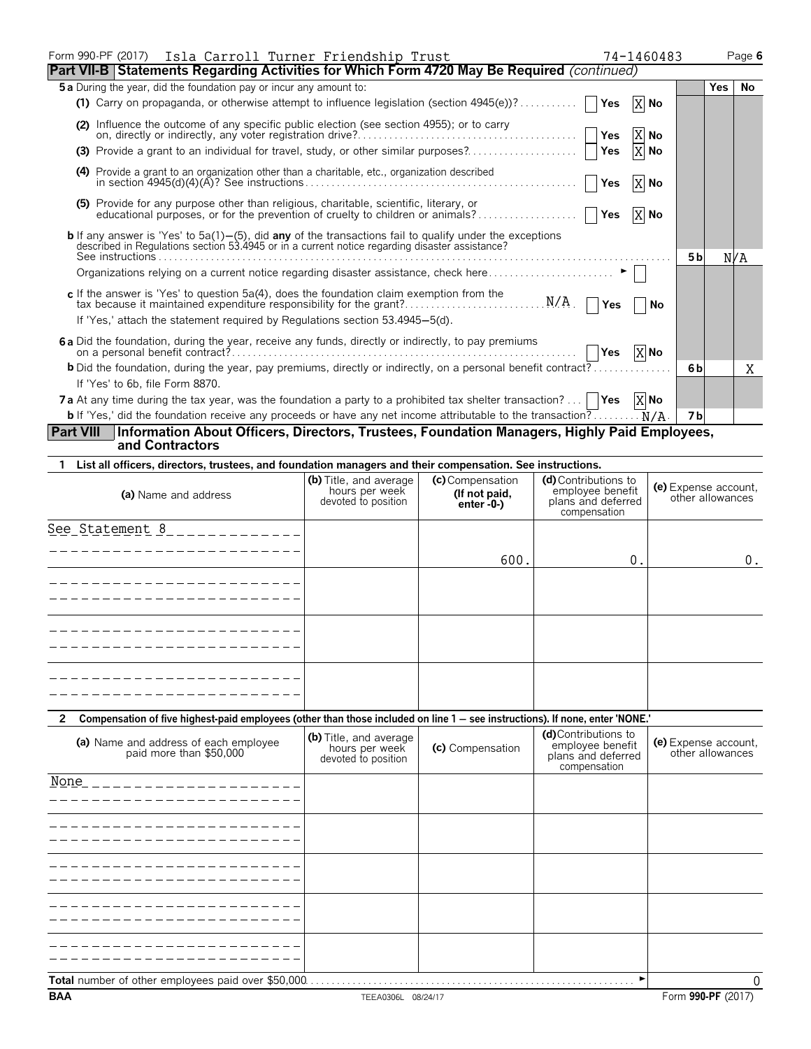Form 990-PF (2017) Isla Carroll Turner Friendship Trust 74-1460483

**Part VII-B Statements Regarding Activities for Which Form 4720 May Be Required** *(continued)*

| | | | Yes | No |
|---|---|---|---|---|
| **5a** During the year, did the foundation pay or incur any amount to: | | | | |
| (1) Carry on propaganda, or otherwise attempt to influence legislation (section 4945(e))? | Yes [X] No | | | |
| (2) Influence the outcome of any specific public election (see section 4955); or to carry on, directly or indirectly, any voter registration drive? | Yes [X] No | | | |
| (3) Provide a grant to an individual for travel, study, or other similar purposes? | Yes [X] No | | | |
| (4) Provide a grant to an organization other than a charitable, etc., organization described in section 4945(d)(4)(A)? See instructions | Yes [X] No | | | |
| (5) Provide for any purpose other than religious, charitable, scientific, literary, or educational purposes, or for the prevention of cruelty to children or animals? | Yes [X] No | | | |
| **b** If any answer is 'Yes' to 5a(1)–(5), did **any** of the transactions fail to qualify under the exceptions described in Regulations section 53.4945 or in a current notice regarding disaster assistance? See instructions | | 5b | N/A | |
| Organizations relying on a current notice regarding disaster assistance, check here ► [ ] | | | | |
| **c** If the answer is 'Yes' to question 5a(4), does the foundation claim exemption from the tax because it maintained expenditure responsibility for the grant? N/A | Yes No | | | |
| If 'Yes,' attach the statement required by Regulations section 53.4945–5(d). | | | | |
| **6a** Did the foundation, during the year, receive any funds, directly or indirectly, to pay premiums on a personal benefit contract? | Yes [X] No | | | |
| **b** Did the foundation, during the year, pay premiums, directly or indirectly, on a personal benefit contract? | | 6b | | X |
| If 'Yes' to 6b, file Form 8870. | | | | |
| **7a** At any time during the tax year, was the foundation a party to a prohibited tax shelter transaction? | Yes [X] No | | | |
| **b** If 'Yes,' did the foundation receive any proceeds or have any net income attributable to the transaction? N/A | | 7b | | |

**Part VIII Information About Officers, Directors, Trustees, Foundation Managers, Highly Paid Employees, and Contractors**

**1 List all officers, directors, trustees, and foundation managers and their compensation. See instructions.**

| (a) Name and address | (b) Title, and average hours per week devoted to position | (c) Compensation (If not paid, enter -0-) | (d) Contributions to employee benefit plans and deferred compensation | (e) Expense account, other allowances |
|---|---|---|---|---|
| See Statement 8 | | 600. | 0. | 0. |
| | | | | |
| | | | | |
| | | | | |

**2 Compensation of five highest-paid employees (other than those included on line 1 — see instructions). If none, enter 'NONE.'**

| (a) Name and address of each employee paid more than $50,000 | (b) Title, and average hours per week devoted to position | (c) Compensation | (d) Contributions to employee benefit plans and deferred compensation | (e) Expense account, other allowances |
|---|---|---|---|---|
| None | | | | |
| | | | | |
| | | | | |
| | | | | |
| | | | | |

**Total** number of other employees paid over $50,000 ► 0

BAA TEEA0306L 08/24/17 Form **990-PF** (2017)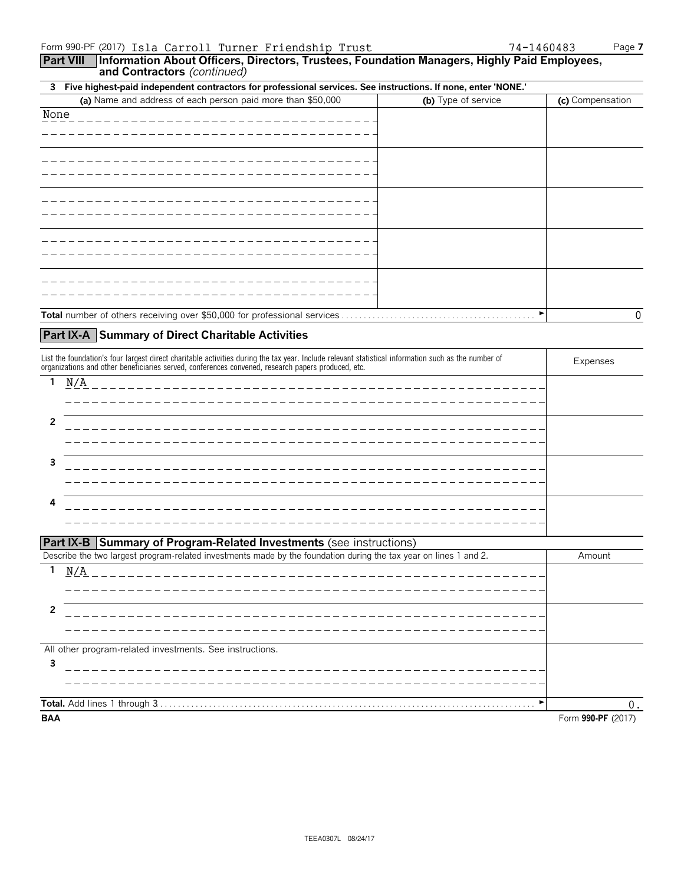Form 990-PF (2017) Isla Carroll Turner Friendship Trust 74-1460483

## Part VIII Information About Officers, Directors, Trustees, Foundation Managers, Highly Paid Employees, and Contractors *(continued)*

**3 Five highest-paid independent contractors for professional services. See instructions. If none, enter 'NONE.'**

| (a) Name and address of each person paid more than $50,000 | (b) Type of service | (c) Compensation |
|---|---|---|
| None | | |
| | | |
| | | |
| | | |
| | | |
| **Total** number of others receiving over $50,000 for professional services | ► | 0 |

## Part IX-A Summary of Direct Charitable Activities

| List the foundation's four largest direct charitable activities during the tax year. Include relevant statistical information such as the number of organizations and other beneficiaries served, conferences convened, research papers produced, etc. | Expenses |
|---|---|
| 1 N/A | |
| 2 | |
| 3 | |
| 4 | |

## Part IX-B Summary of Program-Related Investments (see instructions)

| Describe the two largest program-related investments made by the foundation during the tax year on lines 1 and 2. | Amount |
|---|---|
| 1 N/A | |
| 2 | |
| All other program-related investments. See instructions. | |
| 3 | |
| **Total.** Add lines 1 through 3 ► | 0. |

BAA Form **990-PF** (2017)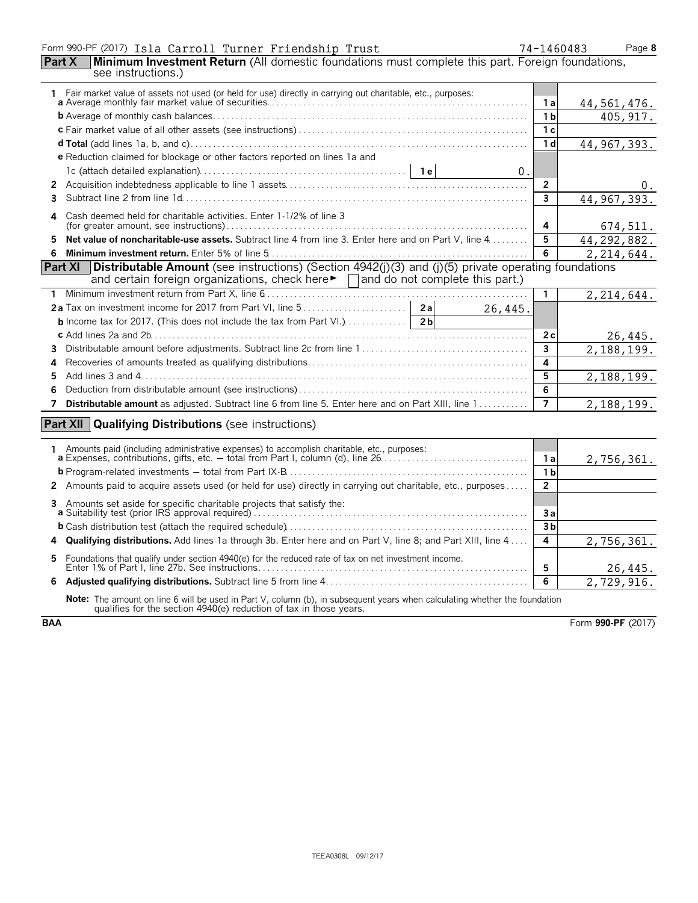Form 990-PF (2017) Isla Carroll Turner Friendship Trust 74-1460483

## Part X Minimum Investment Return (All domestic foundations must complete this part. Foreign foundations, see instructions.)

| | | | |
|---|---|---|---|
| **1** | Fair market value of assets not used (or held for use) directly in carrying out charitable, etc., purposes: | | |
| | **a** Average monthly fair market value of securities | 1a | 44,561,476. |
| | **b** Average of monthly cash balances | 1b | 405,917. |
| | **c** Fair market value of all other assets (see instructions) | 1c | |
| | **d Total** (add lines 1a, b, and c) | 1d | 44,967,393. |
| | **e** Reduction claimed for blockage or other factors reported on lines 1a and 1c (attach detailed explanation) — 1e: 0. | | |
| **2** | Acquisition indebtedness applicable to line 1 assets | 2 | 0. |
| **3** | Subtract line 2 from line 1d | 3 | 44,967,393. |
| **4** | Cash deemed held for charitable activities. Enter 1-1/2% of line 3 (for greater amount, see instructions) | 4 | 674,511. |
| **5** | **Net value of noncharitable-use assets.** Subtract line 4 from line 3. Enter here and on Part V, line 4 | 5 | 44,292,882. |
| **6** | **Minimum investment return.** Enter 5% of line 5 | 6 | 2,214,644. |

## Part XI Distributable Amount (see instructions) (Section 4942(j)(3) and (j)(5) private operating foundations and certain foreign organizations, check here ► ☐ and do not complete this part.)

| | | | |
|---|---|---|---|
| **1** | Minimum investment return from Part X, line 6 | 1 | 2,214,644. |
| **2a** | Tax on investment income for 2017 from Part VI, line 5 — 2a: 26,445. | | |
| **b** | Income tax for 2017. (This does not include the tax from Part VI.) — 2b: | | |
| **c** | Add lines 2a and 2b | 2c | 26,445. |
| **3** | Distributable amount before adjustments. Subtract line 2c from line 1 | 3 | 2,188,199. |
| **4** | Recoveries of amounts treated as qualifying distributions | 4 | |
| **5** | Add lines 3 and 4 | 5 | 2,188,199. |
| **6** | Deduction from distributable amount (see instructions) | 6 | |
| **7** | **Distributable amount** as adjusted. Subtract line 6 from line 5. Enter here and on Part XIII, line 1 | 7 | 2,188,199. |

## Part XII Qualifying Distributions (see instructions)

| | | | |
|---|---|---|---|
| **1** | Amounts paid (including administrative expenses) to accomplish charitable, etc., purposes: | | |
| | **a** Expenses, contributions, gifts, etc. – total from Part I, column (d), line 26 | 1a | 2,756,361. |
| | **b** Program-related investments – total from Part IX-B | 1b | |
| **2** | Amounts paid to acquire assets used (or held for use) directly in carrying out charitable, etc., purposes | 2 | |
| **3** | Amounts set aside for specific charitable projects that satisfy the: | | |
| | **a** Suitability test (prior IRS approval required) | 3a | |
| | **b** Cash distribution test (attach the required schedule) | 3b | |
| **4** | **Qualifying distributions.** Add lines 1a through 3b. Enter here and on Part V, line 8; and Part XIII, line 4 | 4 | 2,756,361. |
| **5** | Foundations that qualify under section 4940(e) for the reduced rate of tax on net investment income. Enter 1% of Part I, line 27b. See instructions | 5 | 26,445. |
| **6** | **Adjusted qualifying distributions.** Subtract line 5 from line 4 | 6 | 2,729,916. |

**Note:** The amount on line 6 will be used in Part V, column (b), in subsequent years when calculating whether the foundation qualifies for the section 4940(e) reduction of tax in those years.

BAA Form **990-PF** (2017)

TEEA0308L 09/12/17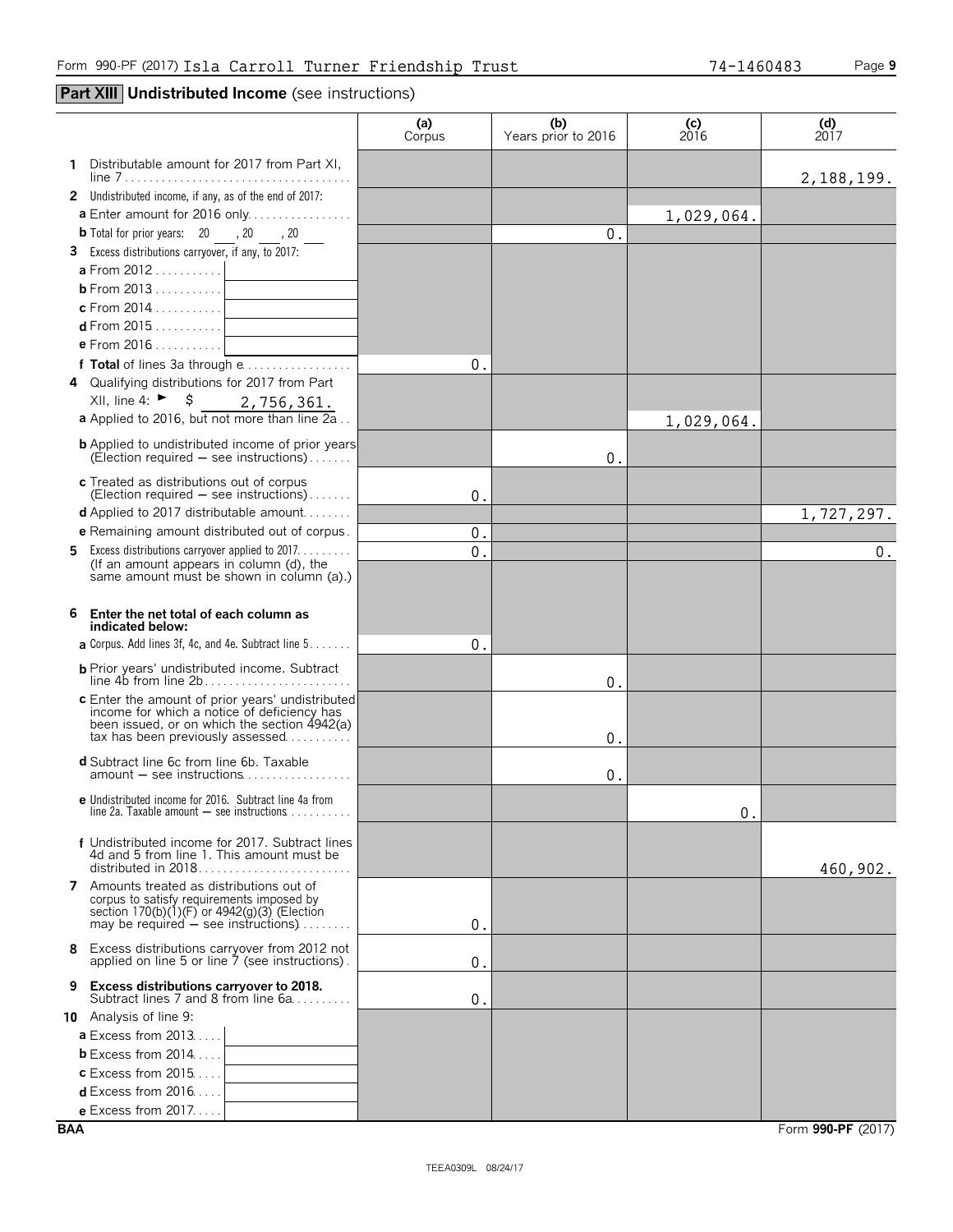Form 990-PF (2017) Isla Carroll Turner Friendship Trust 74-1460483

## Part XIII Undistributed Income (see instructions)

| | (a) Corpus | (b) Years prior to 2016 | (c) 2016 | (d) 2017 |
|---|---|---|---|---|
| **1** Distributable amount for 2017 from Part XI, line 7 | | | | 2,188,199. |
| **2** Undistributed income, if any, as of the end of 2017: | | | | |
| **a** Enter amount for 2016 only | | | 1,029,064. | |
| **b** Total for prior years: 20 ___, 20 ___, 20 ___ | | 0. | | |
| **3** Excess distributions carryover, if any, to 2017: | | | | |
| **a** From 2012 | | | | |
| **b** From 2013 | | | | |
| **c** From 2014 | | | | |
| **d** From 2015 | | | | |
| **e** From 2016 | | | | |
| **f Total** of lines 3a through e | 0. | | | |
| **4** Qualifying distributions for 2017 from Part XII, line 4: ► $ 2,756,361. | | | | |
| **a** Applied to 2016, but not more than line 2a | | | 1,029,064. | |
| **b** Applied to undistributed income of prior years (Election required — see instructions) | | 0. | | |
| **c** Treated as distributions out of corpus (Election required — see instructions) | 0. | | | |
| **d** Applied to 2017 distributable amount | | | | 1,727,297. |
| **e** Remaining amount distributed out of corpus | 0. | | | |
| **5** Excess distributions carryover applied to 2017. (If an amount appears in column (d), the same amount must be shown in column (a).) | 0. | | | 0. |
| **6 Enter the net total of each column as indicated below:** | | | | |
| **a** Corpus. Add lines 3f, 4c, and 4e. Subtract line 5 | 0. | | | |
| **b** Prior years' undistributed income. Subtract line 4b from line 2b | | 0. | | |
| **c** Enter the amount of prior years' undistributed income for which a notice of deficiency has been issued, or on which the section 4942(a) tax has been previously assessed | | 0. | | |
| **d** Subtract line 6c from line 6b. Taxable amount — see instructions | | 0. | | |
| **e** Undistributed income for 2016. Subtract line 4a from line 2a. Taxable amount — see instructions | | | 0. | |
| **f** Undistributed income for 2017. Subtract lines 4d and 5 from line 1. This amount must be distributed in 2018 | | | | 460,902. |
| **7** Amounts treated as distributions out of corpus to satisfy requirements imposed by section 170(b)(1)(F) or 4942(g)(3) (Election may be required — see instructions) | 0. | | | |
| **8** Excess distributions carryover from 2012 not applied on line 5 or line 7 (see instructions) | 0. | | | |
| **9 Excess distributions carryover to 2018.** Subtract lines 7 and 8 from line 6a | 0. | | | |
| **10** Analysis of line 9: | | | | |
| **a** Excess from 2013 | | | | |
| **b** Excess from 2014 | | | | |
| **c** Excess from 2015 | | | | |
| **d** Excess from 2016 | | | | |
| **e** Excess from 2017 | | | | |

BAA Form **990-PF** (2017)

TEEA0309L 08/24/17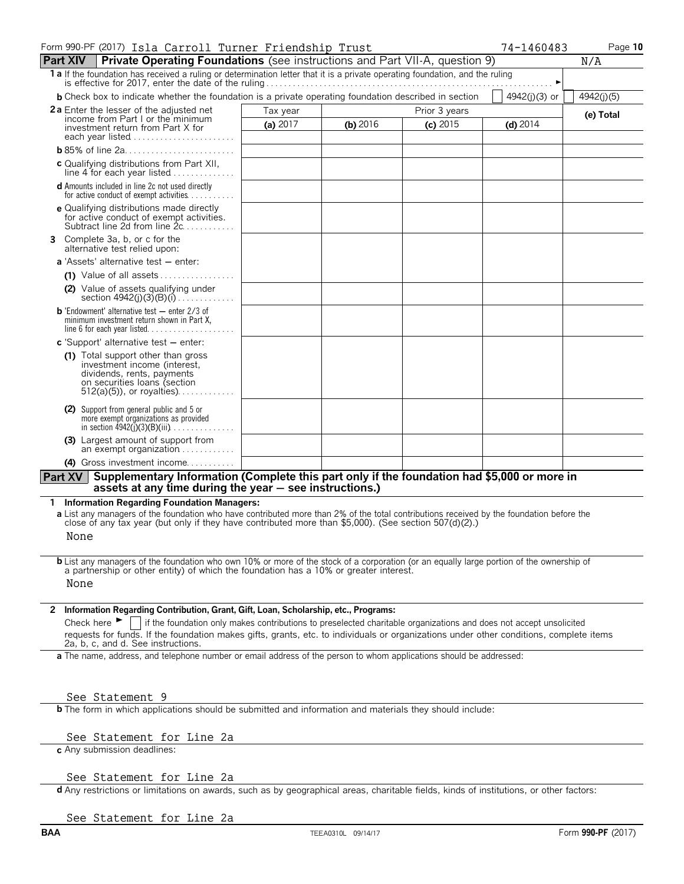Form 990-PF (2017) Isla Carroll Turner Friendship Trust 74-1460483

## Part XIV Private Operating Foundations (see instructions and Part VII-A, question 9) N/A

**1a** If the foundation has received a ruling or determination letter that it is a private operating foundation, and the ruling is effective for 2017, enter the date of the ruling ►

**b** Check box to indicate whether the foundation is a private operating foundation described in section ☐ 4942(j)(3) or ☐ 4942(j)(5)

| | Tax year | Prior 3 years | | | (e) Total |
|---|---|---|---|---|---|
| | (a) 2017 | (b) 2016 | (c) 2015 | (d) 2014 | |
| **2a** Enter the lesser of the adjusted net income from Part I or the minimum investment return from Part X for each year listed | | | | | |
| **b** 85% of line 2a | | | | | |
| **c** Qualifying distributions from Part XII, line 4 for each year listed | | | | | |
| **d** Amounts included in line 2c not used directly for active conduct of exempt activities | | | | | |
| **e** Qualifying distributions made directly for active conduct of exempt activities. Subtract line 2d from line 2c | | | | | |
| **3** Complete 3a, b, or c for the alternative test relied upon: | | | | | |
| **a** 'Assets' alternative test — enter: | | | | | |
| (1) Value of all assets | | | | | |
| (2) Value of assets qualifying under section 4942(j)(3)(B)(i) | | | | | |
| **b** 'Endowment' alternative test — enter 2/3 of minimum investment return shown in Part X, line 6 for each year listed | | | | | |
| **c** 'Support' alternative test — enter: | | | | | |
| (1) Total support other than gross investment income (interest, dividends, rents, payments on securities loans (section 512(a)(5)), or royalties) | | | | | |
| (2) Support from general public and 5 or more exempt organizations as provided in section 4942(j)(3)(B)(iii) | | | | | |
| (3) Largest amount of support from an exempt organization | | | | | |
| (4) Gross investment income | | | | | |

## Part XV Supplementary Information (Complete this part only if the foundation had $5,000 or more in assets at any time during the year — see instructions.)

**1 Information Regarding Foundation Managers:**

**a** List any managers of the foundation who have contributed more than 2% of the total contributions received by the foundation before the close of any tax year (but only if they have contributed more than $5,000). (See section 507(d)(2).)

None

**b** List any managers of the foundation who own 10% or more of the stock of a corporation (or an equally large portion of the ownership of a partnership or other entity) of which the foundation has a 10% or greater interest.

None

**2 Information Regarding Contribution, Grant, Gift, Loan, Scholarship, etc., Programs:**

Check here ► ☐ if the foundation only makes contributions to preselected charitable organizations and does not accept unsolicited requests for funds. If the foundation makes gifts, grants, etc. to individuals or organizations under other conditions, complete items 2a, b, c, and d. See instructions.

**a** The name, address, and telephone number or email address of the person to whom applications should be addressed:

See Statement 9

**b** The form in which applications should be submitted and information and materials they should include:

See Statement for Line 2a

**c** Any submission deadlines:

See Statement for Line 2a

**d** Any restrictions or limitations on awards, such as by geographical areas, charitable fields, kinds of institutions, or other factors:

See Statement for Line 2a

BAA TEEA0310L 09/14/17 Form **990-PF** (2017)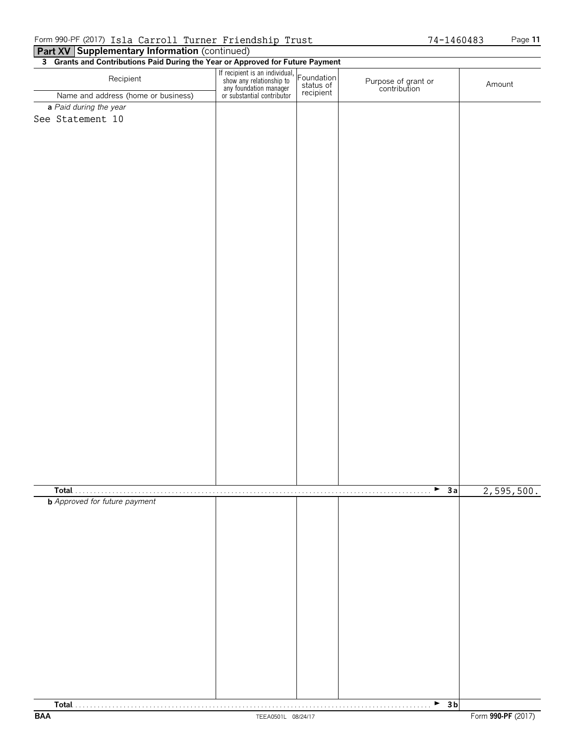Form 990-PF (2017) Isla Carroll Turner Friendship Trust 74-1460483

## Part XV Supplementary Information (continued)

**3 Grants and Contributions Paid During the Year or Approved for Future Payment**

| Recipient<br>Name and address (home or business) | If recipient is an individual, show any relationship to any foundation manager or substantial contributor | Foundation status of recipient | Purpose of grant or contribution | Amount |
|---|---|---|---|---|
| ***a** Paid during the year* | | | | |
| See Statement 10 | | | | |
| **Total** | | | ► **3a** | 2,595,500. |
| ***b** Approved for future payment* | | | | |
| **Total** | | | ► **3b** | |

BAA TEEA0501L 08/24/17 Form **990-PF** (2017)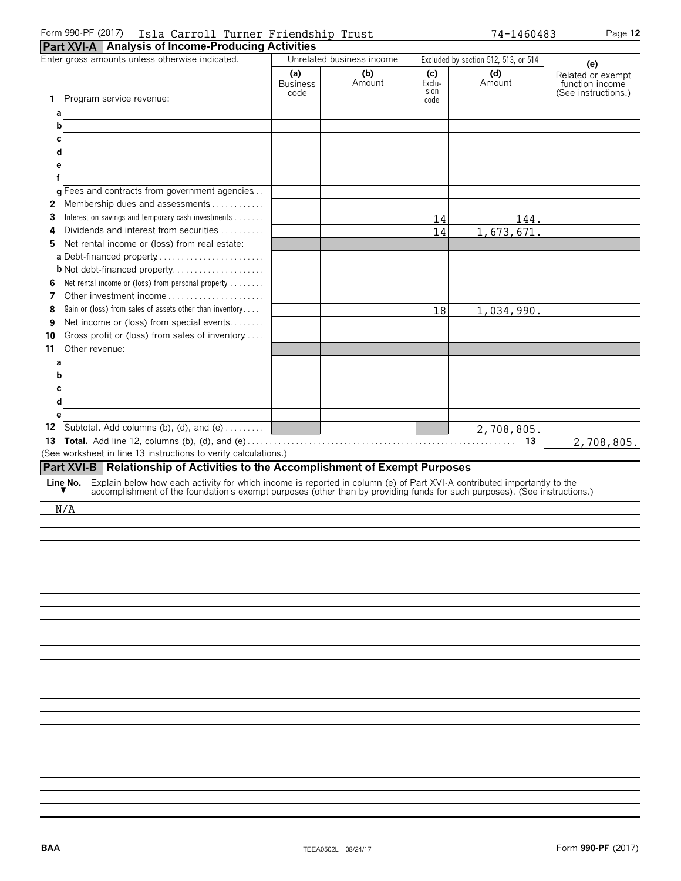Form 990-PF (2017) Isla Carroll Turner Friendship Trust 74-1460483

## Part XVI-A Analysis of Income-Producing Activities

| Enter gross amounts unless otherwise indicated. | Unrelated business income | | Excluded by section 512, 513, or 514 | | (e) Related or exempt function income (See instructions.) |
|---|---|---|---|---|---|
| | (a) Business code | (b) Amount | (c) Exclusion code | (d) Amount | |
| **1** Program service revenue: | | | | | |
| a | | | | | |
| b | | | | | |
| c | | | | | |
| d | | | | | |
| e | | | | | |
| f | | | | | |
| g Fees and contracts from government agencies | | | | | |
| **2** Membership dues and assessments | | | | | |
| **3** Interest on savings and temporary cash investments | | | 14 | 144. | |
| **4** Dividends and interest from securities | | | 14 | 1,673,671. | |
| **5** Net rental income or (loss) from real estate: | | | | | |
| a Debt-financed property | | | | | |
| b Not debt-financed property | | | | | |
| **6** Net rental income or (loss) from personal property | | | | | |
| **7** Other investment income | | | | | |
| **8** Gain or (loss) from sales of assets other than inventory | | | 18 | 1,034,990. | |
| **9** Net income or (loss) from special events | | | | | |
| **10** Gross profit or (loss) from sales of inventory | | | | | |
| **11** Other revenue: | | | | | |
| a | | | | | |
| b | | | | | |
| c | | | | | |
| d | | | | | |
| e | | | | | |
| **12** Subtotal. Add columns (b), (d), and (e) | | | | 2,708,805. | |

**13 Total.** Add line 12, columns (b), (d), and (e) . . . **13** 2,708,805.

(See worksheet in line 13 instructions to verify calculations.)

## Part XVI-B Relationship of Activities to the Accomplishment of Exempt Purposes

| Line No. ▼ | Explain below how each activity for which income is reported in column (e) of Part XVI-A contributed importantly to the accomplishment of the foundation's exempt purposes (other than by providing funds for such purposes). (See instructions.) |
|---|---|
| N/A | |

BAA TEEA0502L 08/24/17 Form **990-PF** (2017)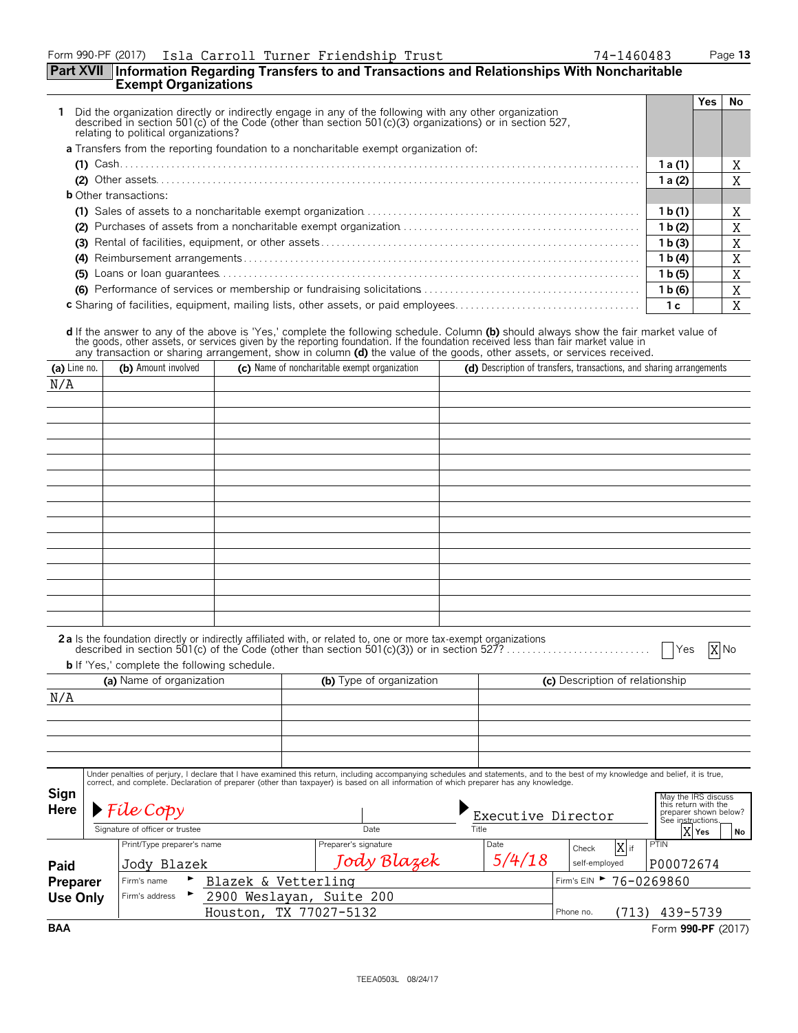Form 990-PF (2017) Isla Carroll Turner Friendship Trust 74-1460483

## Part XVII Information Regarding Transfers to and Transactions and Relationships With Noncharitable Exempt Organizations

| | | Yes | No |
|---|---|---|---|
| **1** Did the organization directly or indirectly engage in any of the following with any other organization described in section 501(c) of the Code (other than section 501(c)(3) organizations) or in section 527, relating to political organizations? | | | |
| **a** Transfers from the reporting foundation to a noncharitable exempt organization of: | | | |
| **(1)** Cash | 1 a (1) | | X |
| **(2)** Other assets | 1 a (2) | | X |
| **b** Other transactions: | | | |
| **(1)** Sales of assets to a noncharitable exempt organization | 1 b (1) | | X |
| **(2)** Purchases of assets from a noncharitable exempt organization | 1 b (2) | | X |
| **(3)** Rental of facilities, equipment, or other assets | 1 b (3) | | X |
| **(4)** Reimbursement arrangements | 1 b (4) | | X |
| **(5)** Loans or loan guarantees | 1 b (5) | | X |
| **(6)** Performance of services or membership or fundraising solicitations | 1 b (6) | | X |
| **c** Sharing of facilities, equipment, mailing lists, other assets, or paid employees | 1 c | | X |

**d** If the answer to any of the above is 'Yes,' complete the following schedule. Column **(b)** should always show the fair market value of the goods, other assets, or services given by the reporting foundation. If the foundation received less than fair market value in any transaction or sharing arrangement, show in column **(d)** the value of the goods, other assets, or services received.

| (a) Line no. | (b) Amount involved | (c) Name of noncharitable exempt organization | (d) Description of transfers, transactions, and sharing arrangements |
|---|---|---|---|
| N/A | | | |

**2 a** Is the foundation directly or indirectly affiliated with, or related to, one or more tax-exempt organizations described in section 501(c) of the Code (other than section 501(c)(3)) or in section 527? ☐ Yes ☒ No

**b** If 'Yes,' complete the following schedule.

| (a) Name of organization | (b) Type of organization | (c) Description of relationship |
|---|---|---|
| N/A | | |

**Sign Here**

Under penalties of perjury, I declare that I have examined this return, including accompanying schedules and statements, and to the best of my knowledge and belief, it is true, correct, and complete. Declaration of preparer (other than taxpayer) is based on all information of which preparer has any knowledge.

Signature of officer or trustee: *File Copy* | Date: | Title: Executive Director

May the IRS discuss this return with the preparer shown below? See instructions. ☒ Yes ☐ No

**Paid Preparer Use Only**

| Print/Type preparer's name | Preparer's signature | Date | Check ☒ if self-employed | PTIN |
|---|---|---|---|---|
| Jody Blazek | *Jody Blazek* | 5/4/18 | X | P00072674 |

Firm's name ► Blazek & Vetterling — Firm's EIN ► 76-0269860

Firm's address ► 2900 Weslayan, Suite 200, Houston, TX 77027-5132 — Phone no. (713) 439-5739

BAA Form **990-PF** (2017)

TEEA0503L 08/24/17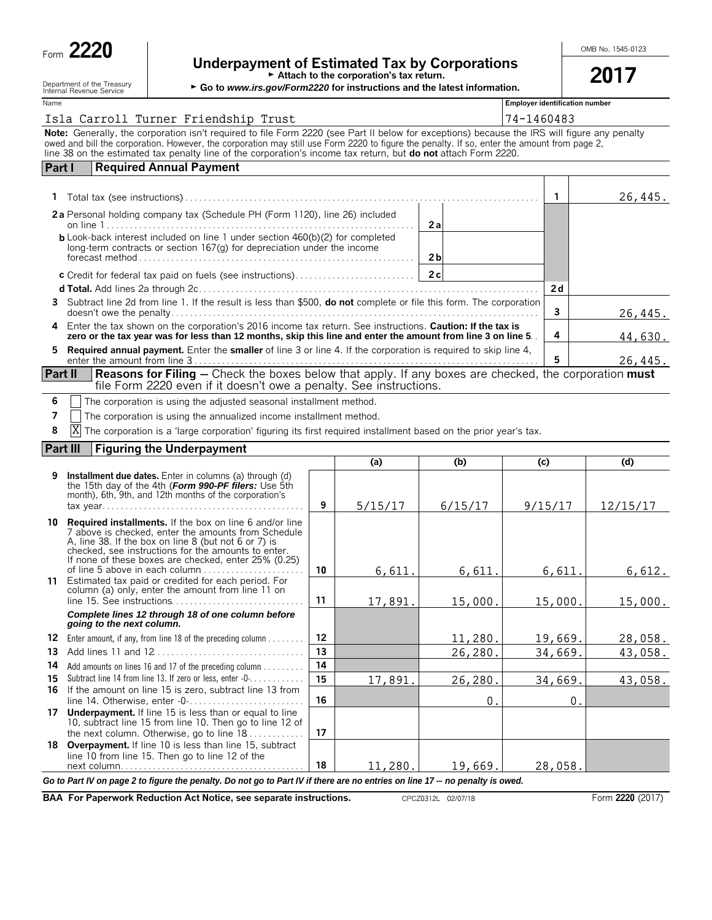Form **2220**

Department of the Treasury
Internal Revenue Service

# Underpayment of Estimated Tax by Corporations

► Attach to the corporation's tax return.

► Go to *www.irs.gov/Form2220* for instructions and the latest information.

OMB No. 1545-0123

**2017**

| Name | Employer identification number |
|---|---|
| Isla Carroll Turner Friendship Trust | 74-1460483 |

**Note:** Generally, the corporation isn't required to file Form 2220 (see Part II below for exceptions) because the IRS will figure any penalty owed and bill the corporation. However, the corporation may still use Form 2220 to figure the penalty. If so, enter the amount from page 2, line 38 on the estimated tax penalty line of the corporation's income tax return, but **do not** attach Form 2220.

## Part I Required Annual Payment

| Line | Description | | | Line | Amount |
|---|---|---|---|---|---|
| 1 | Total tax (see instructions) | | | 1 | 26,445. |
| 2a | Personal holding company tax (Schedule PH (Form 1120), line 26) included on line 1 | 2a | | | |
| b | Look-back interest included on line 1 under section 460(b)(2) for completed long-term contracts or section 167(g) for depreciation under the income forecast method | 2b | | | |
| c | Credit for federal tax paid on fuels (see instructions) | 2c | | | |
| d | **Total.** Add lines 2a through 2c | | | 2d | |
| 3 | Subtract line 2d from line 1. If the result is less than $500, **do not** complete or file this form. The corporation doesn't owe the penalty | | | 3 | 26,445. |
| 4 | Enter the tax shown on the corporation's 2016 income tax return. See instructions. **Caution: If the tax is zero or the tax year was for less than 12 months, skip this line and enter the amount from line 3 on line 5** | | | 4 | 44,630. |
| 5 | **Required annual payment.** Enter the **smaller** of line 3 or line 4. If the corporation is required to skip line 4, enter the amount from line 3 | | | 5 | 26,445. |

## Part II Reasons for Filing — Check the boxes below that apply. If any boxes are checked, the corporation **must** file Form 2220 even if it doesn't owe a penalty. See instructions.

6 [ ] The corporation is using the adjusted seasonal installment method.

7 [ ] The corporation is using the annualized income installment method.

8 [X] The corporation is a 'large corporation' figuring its first required installment based on the prior year's tax.

## Part III Figuring the Underpayment

| Line | Description | | (a) | (b) | (c) | (d) |
|---|---|---|---|---|---|---|
| 9 | **Installment due dates.** Enter in columns (a) through (d) the 15th day of the 4th (***Form 990-PF filers:*** Use 5th month), 6th, 9th, and 12th months of the corporation's tax year | 9 | 5/15/17 | 6/15/17 | 9/15/17 | 12/15/17 |
| 10 | **Required installments.** If the box on line 6 and/or line 7 above is checked, enter the amounts from Schedule A, line 38. If the box on line 8 (but not 6 or 7) is checked, see instructions for the amounts to enter. If none of these boxes are checked, enter 25% (0.25) of line 5 above in each column | 10 | 6,611. | 6,611. | 6,611. | 6,612. |
| 11 | Estimated tax paid or credited for each period. For column (a) only, enter the amount from line 11 on line 15. See instructions | 11 | 17,891. | 15,000. | 15,000. | 15,000. |
| | ***Complete lines 12 through 18 of one column before going to the next column.*** | | | | | |
| 12 | Enter amount, if any, from line 18 of the preceding column | 12 | | 11,280. | 19,669. | 28,058. |
| 13 | Add lines 11 and 12 | 13 | | 26,280. | 34,669. | 43,058. |
| 14 | Add amounts on lines 16 and 17 of the preceding column | 14 | | | | |
| 15 | Subtract line 14 from line 13. If zero or less, enter -0- | 15 | 17,891. | 26,280. | 34,669. | 43,058. |
| 16 | If the amount on line 15 is zero, subtract line 13 from line 14. Otherwise, enter -0- | 16 | | 0. | 0. | |
| 17 | **Underpayment.** If line 15 is less than or equal to line 10, subtract line 15 from line 10. Then go to line 12 of the next column. Otherwise, go to line 18 | 17 | | | | |
| 18 | **Overpayment.** If line 10 is less than line 15, subtract line 10 from line 15. Then go to line 12 of the next column | 18 | 11,280. | 19,669. | 28,058. | |

***Go to Part IV on page 2 to figure the penalty. Do not go to Part IV if there are no entries on line 17 — no penalty is owed.***

**BAA For Paperwork Reduction Act Notice, see separate instructions.** CPCZ0312L 02/07/18 Form **2220** (2017)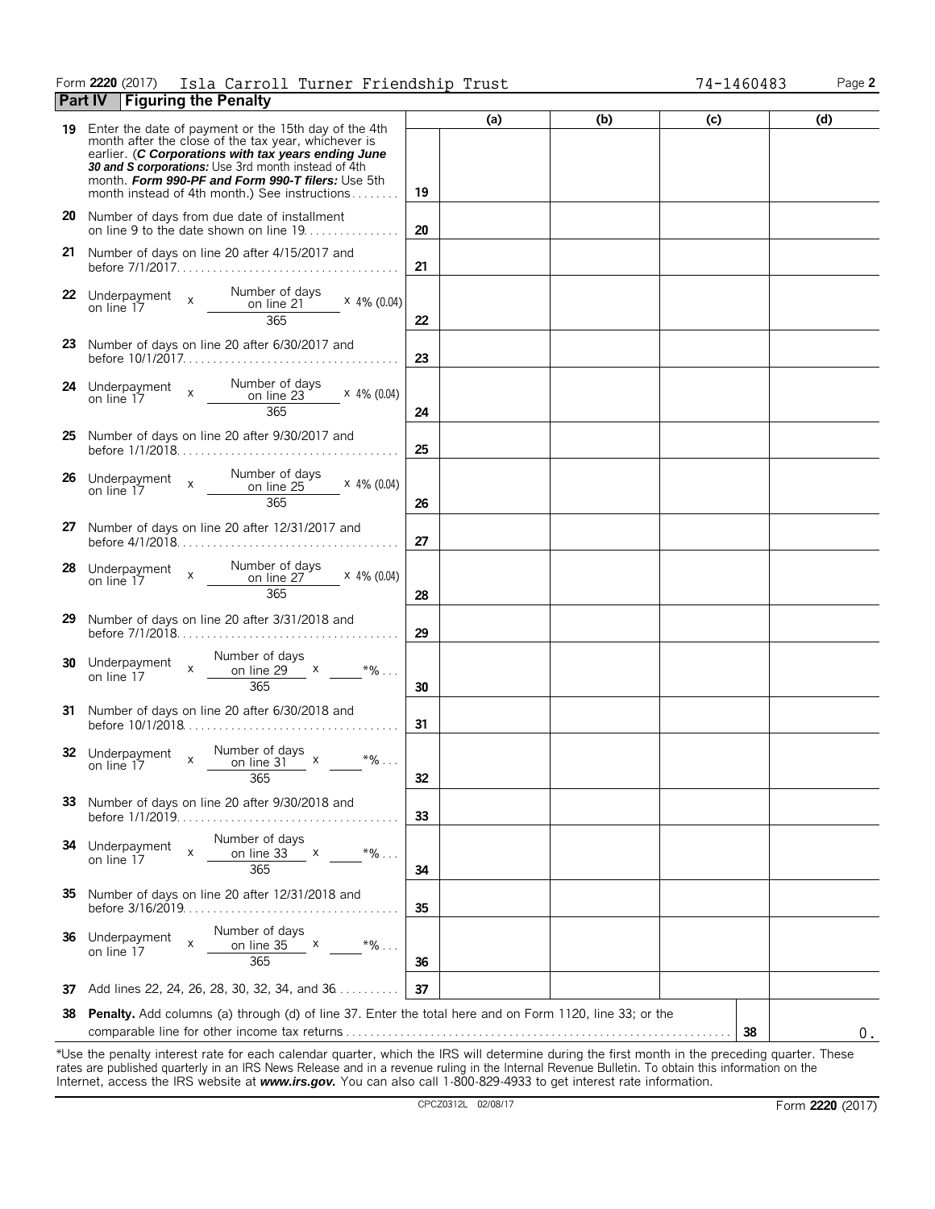Form **2220** (2017) Isla Carroll Turner Friendship Trust 74-1460483 Page **2**

## Part IV Figuring the Penalty

| | | | (a) | (b) | (c) | (d) |
|---|---|---|---|---|---|---|
| **19** | Enter the date of payment or the 15th day of the 4th month after the close of the tax year, whichever is earlier. (***C Corporations with tax years ending June 30 and S corporations:*** Use 3rd month instead of 4th month. ***Form 990-PF and Form 990-T filers:*** Use 5th month instead of 4th month.) See instructions | 19 | | | | |
| **20** | Number of days from due date of installment on line 9 to the date shown on line 19 | 20 | | | | |
| **21** | Number of days on line 20 after 4/15/2017 and before 7/1/2017 | 21 | | | | |
| **22** | Underpayment on line 17 x (Number of days on line 21 / 365) x 4% (0.04) | 22 | | | | |
| **23** | Number of days on line 20 after 6/30/2017 and before 10/1/2017 | 23 | | | | |
| **24** | Underpayment on line 17 x (Number of days on line 23 / 365) x 4% (0.04) | 24 | | | | |
| **25** | Number of days on line 20 after 9/30/2017 and before 1/1/2018 | 25 | | | | |
| **26** | Underpayment on line 17 x (Number of days on line 25 / 365) x 4% (0.04) | 26 | | | | |
| **27** | Number of days on line 20 after 12/31/2017 and before 4/1/2018 | 27 | | | | |
| **28** | Underpayment on line 17 x (Number of days on line 27 / 365) x 4% (0.04) | 28 | | | | |
| **29** | Number of days on line 20 after 3/31/2018 and before 7/1/2018 | 29 | | | | |
| **30** | Underpayment on line 17 x (Number of days on line 29 / 365) x \_\_\_\_\*% | 30 | | | | |
| **31** | Number of days on line 20 after 6/30/2018 and before 10/1/2018 | 31 | | | | |
| **32** | Underpayment on line 17 x (Number of days on line 31 / 365) x \_\_\_\_\*% | 32 | | | | |
| **33** | Number of days on line 20 after 9/30/2018 and before 1/1/2019 | 33 | | | | |
| **34** | Underpayment on line 17 x (Number of days on line 33 / 365) x \_\_\_\_\*% | 34 | | | | |
| **35** | Number of days on line 20 after 12/31/2018 and before 3/16/2019 | 35 | | | | |
| **36** | Underpayment on line 17 x (Number of days on line 35 / 365) x \_\_\_\_\*% | 36 | | | | |
| **37** | Add lines 22, 24, 26, 28, 30, 32, 34, and 36 | 37 | | | | |

**38** **Penalty.** Add columns (a) through (d) of line 37. Enter the total here and on Form 1120, line 33; or the comparable line for other income tax returns . . . **38** 0.

\*Use the penalty interest rate for each calendar quarter, which the IRS will determine during the first month in the preceding quarter. These rates are published quarterly in an IRS News Release and in a revenue ruling in the Internal Revenue Bulletin. To obtain this information on the Internet, access the IRS website at ***www.irs.gov.*** You can also call 1-800-829-4933 to get interest rate information.

CPCZ0312L 02/08/17 Form **2220** (2017)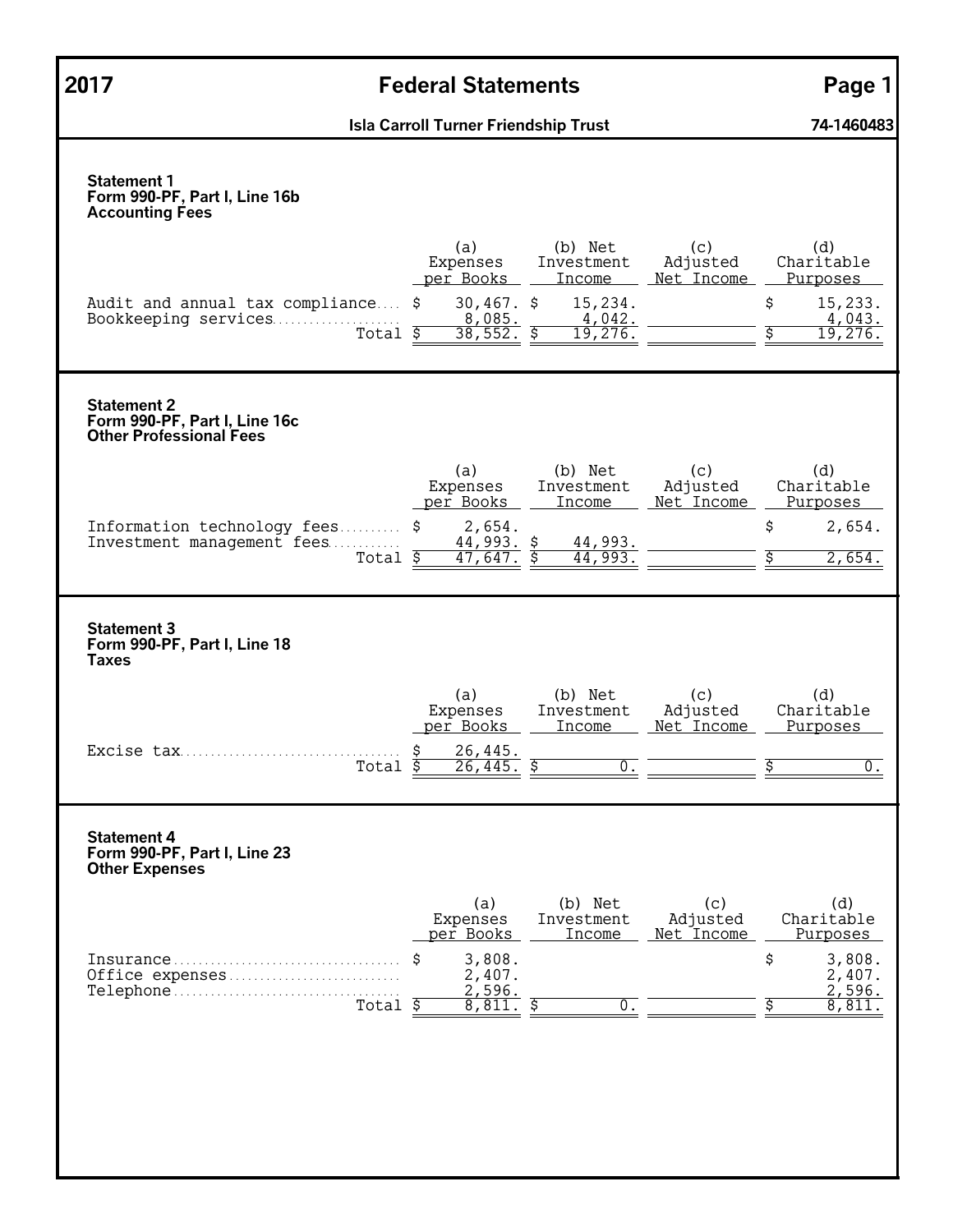# 2017 Federal Statements

**Isla Carroll Turner Friendship Trust** — **74-1460483**

### Statement 1
**Form 990-PF, Part I, Line 16b**
**Accounting Fees**

| | (a) Expenses per Books | (b) Net Investment Income | (c) Adjusted Net Income | (d) Charitable Purposes |
|---|---|---|---|---|
| Audit and annual tax compliance | $ 30,467. | $ 15,234. | | $ 15,233. |
| Bookkeeping services | 8,085. | 4,042. | | 4,043. |
| Total | $ 38,552. | $ 19,276. | | $ 19,276. |

### Statement 2
**Form 990-PF, Part I, Line 16c**
**Other Professional Fees**

| | (a) Expenses per Books | (b) Net Investment Income | (c) Adjusted Net Income | (d) Charitable Purposes |
|---|---|---|---|---|
| Information technology fees | $ 2,654. | | | $ 2,654. |
| Investment management fees | 44,993. | $ 44,993. | | |
| Total | $ 47,647. | $ 44,993. | | $ 2,654. |

### Statement 3
**Form 990-PF, Part I, Line 18**
**Taxes**

| | (a) Expenses per Books | (b) Net Investment Income | (c) Adjusted Net Income | (d) Charitable Purposes |
|---|---|---|---|---|
| Excise tax | $ 26,445. | | | |
| Total | $ 26,445. | $ 0. | | $ 0. |

### Statement 4
**Form 990-PF, Part I, Line 23**
**Other Expenses**

| | (a) Expenses per Books | (b) Net Investment Income | (c) Adjusted Net Income | (d) Charitable Purposes |
|---|---|---|---|---|
| Insurance | $ 3,808. | | | $ 3,808. |
| Office expenses | 2,407. | | | 2,407. |
| Telephone | 2,596. | | | 2,596. |
| Total | $ 8,811. | $ 0. | | $ 8,811. |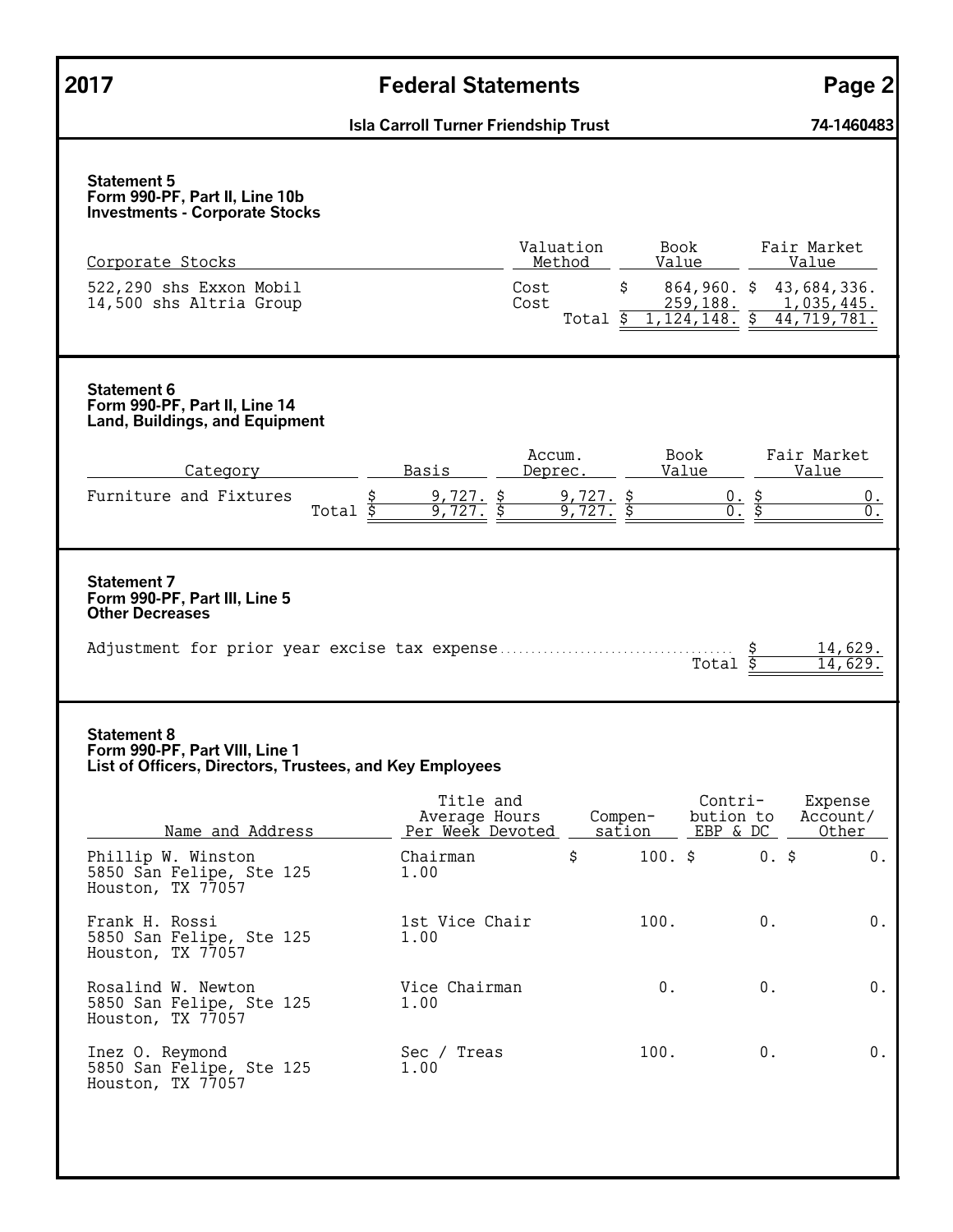# 2017 Federal Statements

**Isla Carroll Turner Friendship Trust** — **74-1460483**

### Statement 5
**Form 990-PF, Part II, Line 10b**
**Investments - Corporate Stocks**

| Corporate Stocks | Valuation Method | Book Value | Fair Market Value |
|---|---|---|---|
| 522,290 shs Exxon Mobil | Cost | $ 864,960. | $ 43,684,336. |
| 14,500 shs Altria Group | Cost | 259,188. | 1,035,445. |
| | Total | $ 1,124,148. | $ 44,719,781. |

### Statement 6
**Form 990-PF, Part II, Line 14**
**Land, Buildings, and Equipment**

| Category | Basis | Accum. Deprec. | Book Value | Fair Market Value |
|---|---|---|---|---|
| Furniture and Fixtures | $ 9,727. | $ 9,727. | $ 0. | $ 0. |
| Total | $ 9,727. | $ 9,727. | $ 0. | $ 0. |

### Statement 7
**Form 990-PF, Part III, Line 5**
**Other Decreases**

| | |
|---|---|
| Adjustment for prior year excise tax expense | $ 14,629. |
| Total | $ 14,629. |

### Statement 8
**Form 990-PF, Part VIII, Line 1**
**List of Officers, Directors, Trustees, and Key Employees**

| Name and Address | Title and Average Hours Per Week Devoted | Compensation | Contribution to EBP & DC | Expense Account/ Other |
|---|---|---|---|---|
| Phillip W. Winston<br>5850 San Felipe, Ste 125<br>Houston, TX 77057 | Chairman<br>1.00 | $ 100. | $ 0. | $ 0. |
| Frank H. Rossi<br>5850 San Felipe, Ste 125<br>Houston, TX 77057 | 1st Vice Chair<br>1.00 | 100. | 0. | 0. |
| Rosalind W. Newton<br>5850 San Felipe, Ste 125<br>Houston, TX 77057 | Vice Chairman<br>1.00 | 0. | 0. | 0. |
| Inez O. Reymond<br>5850 San Felipe, Ste 125<br>Houston, TX 77057 | Sec / Treas<br>1.00 | 100. | 0. | 0. |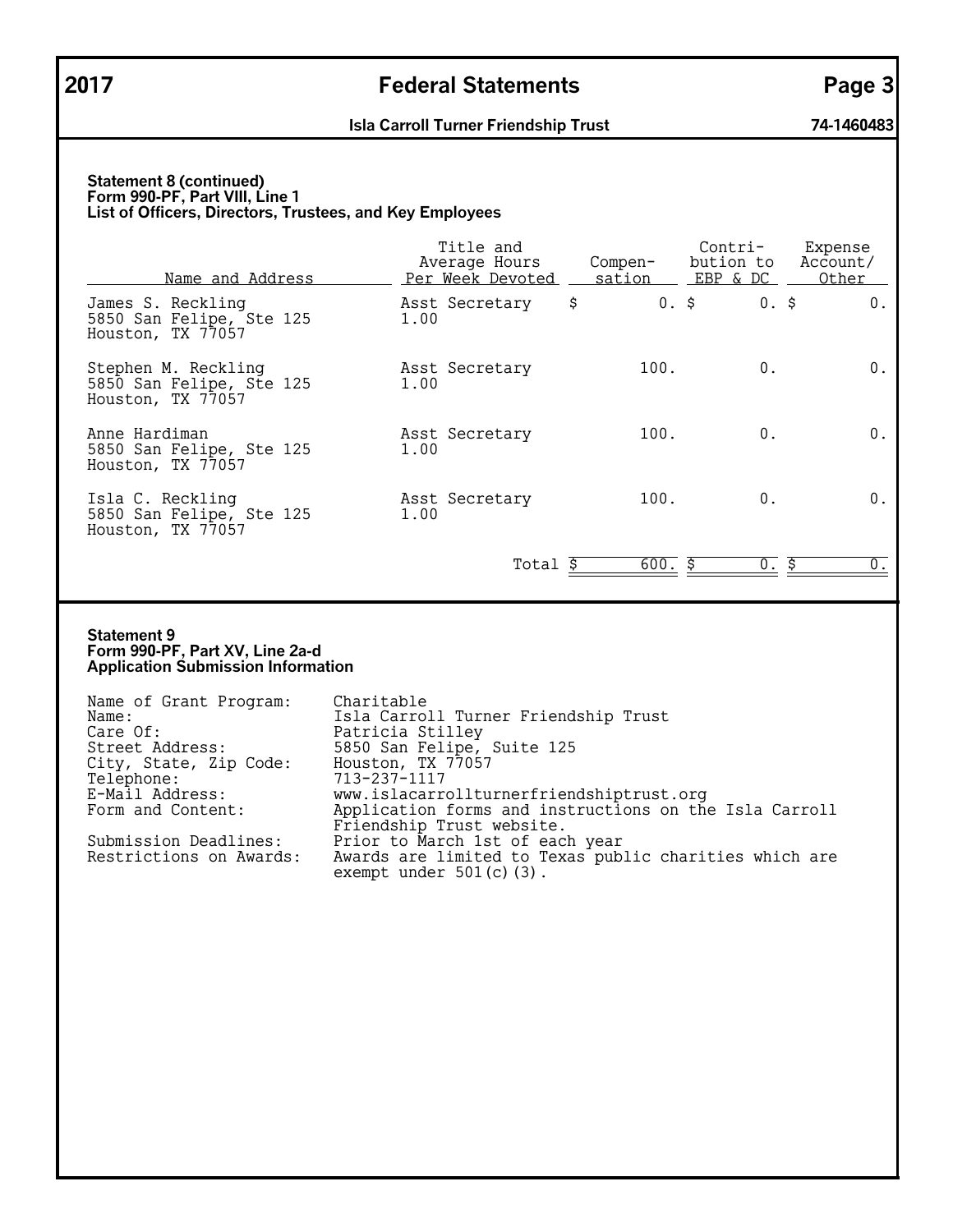## 2017 Federal Statements

**Isla Carroll Turner Friendship Trust** **74-1460483**

### Statement 8 (continued)
### Form 990-PF, Part VIII, Line 1
### List of Officers, Directors, Trustees, and Key Employees

| Name and Address | Title and Average Hours Per Week Devoted | Compen- sation | Contri- bution to EBP & DC | Expense Account/ Other |
|---|---|---|---|---|
| James S. Reckling<br>5850 San Felipe, Ste 125<br>Houston, TX 77057 | Asst Secretary<br>1.00 | $ 0. | $ 0. | $ 0. |
| Stephen M. Reckling<br>5850 San Felipe, Ste 125<br>Houston, TX 77057 | Asst Secretary<br>1.00 | 100. | 0. | 0. |
| Anne Hardiman<br>5850 San Felipe, Ste 125<br>Houston, TX 77057 | Asst Secretary<br>1.00 | 100. | 0. | 0. |
| Isla C. Reckling<br>5850 San Felipe, Ste 125<br>Houston, TX 77057 | Asst Secretary<br>1.00 | 100. | 0. | 0. |
| | Total | $ 600. | $ 0. | $ 0. |

### Statement 9
### Form 990-PF, Part XV, Line 2a-d
### Application Submission Information

| | |
|---|---|
| Name of Grant Program: | Charitable |
| Name: | Isla Carroll Turner Friendship Trust |
| Care Of: | Patricia Stilley |
| Street Address: | 5850 San Felipe, Suite 125 |
| City, State, Zip Code: | Houston, TX 77057 |
| Telephone: | 713-237-1117 |
| E-Mail Address: | www.islacarrollturnerfriendshiptrust.org |
| Form and Content: | Application forms and instructions on the Isla Carroll Friendship Trust website. |
| Submission Deadlines: | Prior to March 1st of each year |
| Restrictions on Awards: | Awards are limited to Texas public charities which are exempt under 501(c)(3). |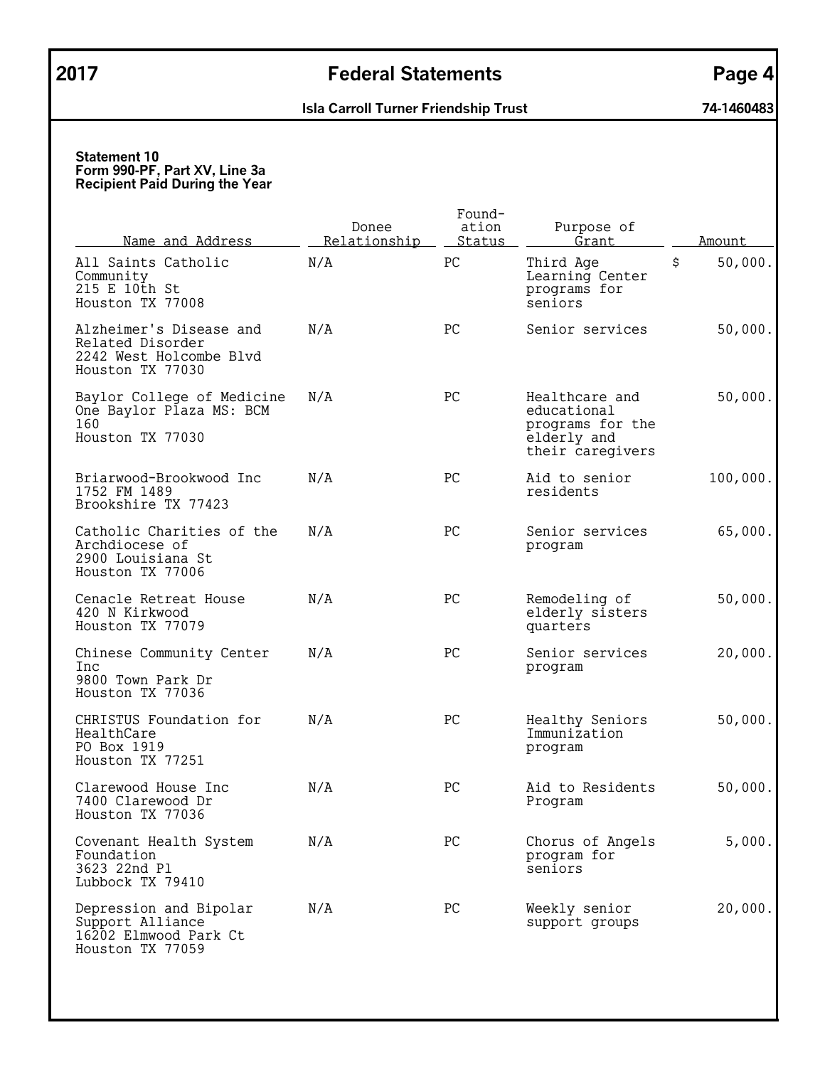**Statement 10**
**Form 990-PF, Part XV, Line 3a**
**Recipient Paid During the Year**

| Name and Address | Donee Relationship | Foundation Status | Purpose of Grant | Amount |
|---|---|---|---|---|
| All Saints Catholic Community<br>215 E 10th St<br>Houston TX 77008 | N/A | PC | Third Age Learning Center programs for seniors | $ 50,000. |
| Alzheimer's Disease and Related Disorder<br>2242 West Holcombe Blvd<br>Houston TX 77030 | N/A | PC | Senior services | 50,000. |
| Baylor College of Medicine<br>One Baylor Plaza MS: BCM 160<br>Houston TX 77030 | N/A | PC | Healthcare and educational programs for the elderly and their caregivers | 50,000. |
| Briarwood-Brookwood Inc<br>1752 FM 1489<br>Brookshire TX 77423 | N/A | PC | Aid to senior residents | 100,000. |
| Catholic Charities of the Archdiocese of<br>2900 Louisiana St<br>Houston TX 77006 | N/A | PC | Senior services program | 65,000. |
| Cenacle Retreat House<br>420 N Kirkwood<br>Houston TX 77079 | N/A | PC | Remodeling of elderly sisters quarters | 50,000. |
| Chinese Community Center Inc<br>9800 Town Park Dr<br>Houston TX 77036 | N/A | PC | Senior services program | 20,000. |
| CHRISTUS Foundation for HealthCare<br>PO Box 1919<br>Houston TX 77251 | N/A | PC | Healthy Seniors Immunization program | 50,000. |
| Clarewood House Inc<br>7400 Clarewood Dr<br>Houston TX 77036 | N/A | PC | Aid to Residents Program | 50,000. |
| Covenant Health System Foundation<br>3623 22nd Pl<br>Lubbock TX 79410 | N/A | PC | Chorus of Angels program for seniors | 5,000. |
| Depression and Bipolar Support Alliance<br>16202 Elmwood Park Ct<br>Houston TX 77059 | N/A | PC | Weekly senior support groups | 20,000. |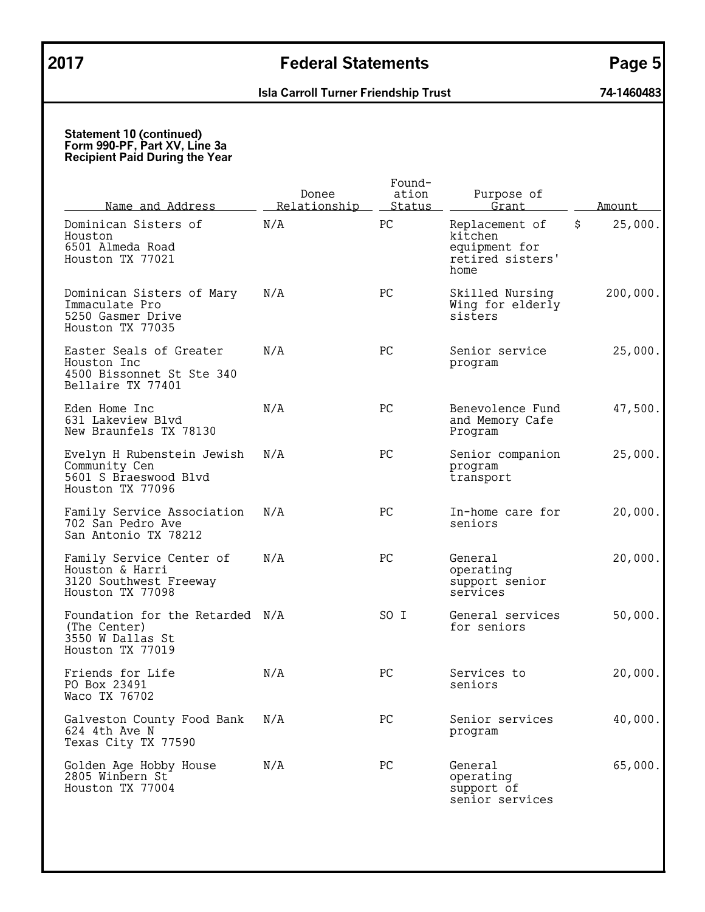**Statement 10 (continued)**
**Form 990-PF, Part XV, Line 3a**
**Recipient Paid During the Year**

| Name and Address | Donee Relationship | Foundation Status | Purpose of Grant | Amount |
|---|---|---|---|---|
| Dominican Sisters of Houston 6501 Almeda Road Houston TX 77021 | N/A | PC | Replacement of kitchen equipment for retired sisters' home | $ 25,000. |
| Dominican Sisters of Mary Immaculate Pro 5250 Gasmer Drive Houston TX 77035 | N/A | PC | Skilled Nursing Wing for elderly sisters | 200,000. |
| Easter Seals of Greater Houston Inc 4500 Bissonnet St Ste 340 Bellaire TX 77401 | N/A | PC | Senior service program | 25,000. |
| Eden Home Inc 631 Lakeview Blvd New Braunfels TX 78130 | N/A | PC | Benevolence Fund and Memory Cafe Program | 47,500. |
| Evelyn H Rubenstein Jewish Community Cen 5601 S Braeswood Blvd Houston TX 77096 | N/A | PC | Senior companion program transport | 25,000. |
| Family Service Association 702 San Pedro Ave San Antonio TX 78212 | N/A | PC | In-home care for seniors | 20,000. |
| Family Service Center of Houston & Harri 3120 Southwest Freeway Houston TX 77098 | N/A | PC | General operating support senior services | 20,000. |
| Foundation for the Retarded (The Center) 3550 W Dallas St Houston TX 77019 | N/A | SO I | General services for seniors | 50,000. |
| Friends for Life PO Box 23491 Waco TX 76702 | N/A | PC | Services to seniors | 20,000. |
| Galveston County Food Bank 624 4th Ave N Texas City TX 77590 | N/A | PC | Senior services program | 40,000. |
| Golden Age Hobby House 2805 Winbern St Houston TX 77004 | N/A | PC | General operating support of senior services | 65,000. |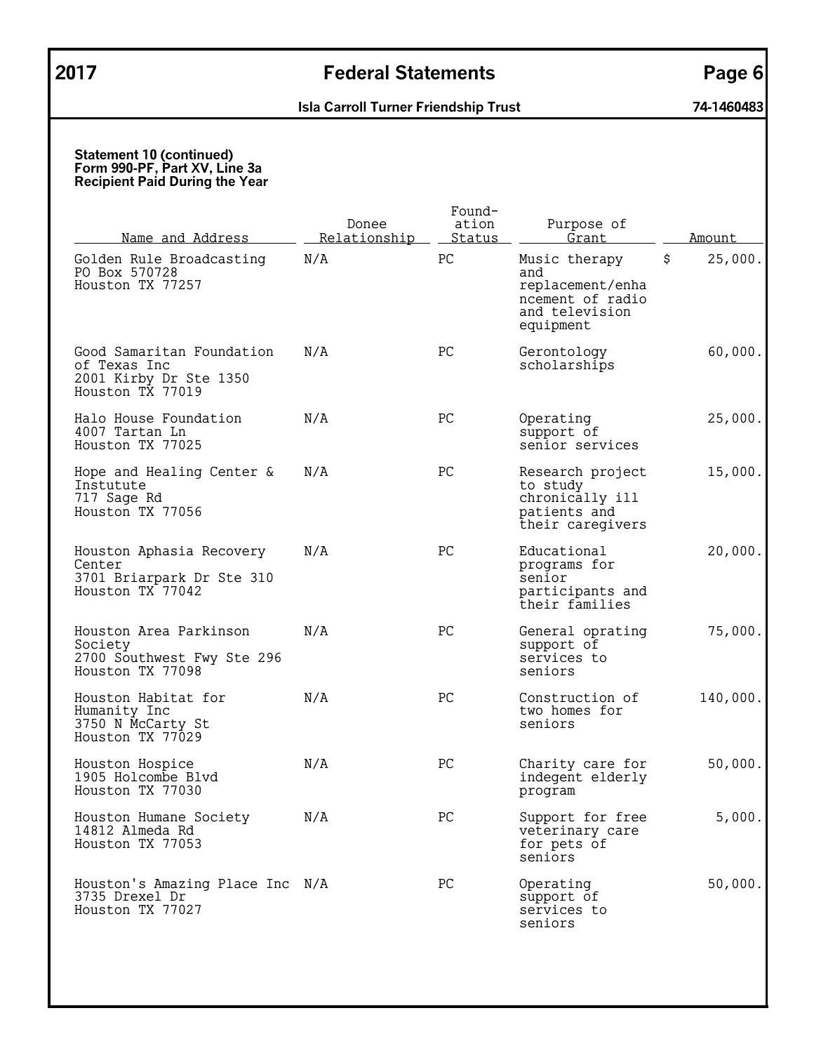**Statement 10 (continued)**
**Form 990-PF, Part XV, Line 3a**
**Recipient Paid During the Year**

| Name and Address | Donee Relationship | Foundation Status | Purpose of Grant | Amount |
|---|---|---|---|---|
| Golden Rule Broadcasting<br>PO Box 570728<br>Houston TX 77257 | N/A | PC | Music therapy and replacement/enhancement of radio and television equipment | $ 25,000. |
| Good Samaritan Foundation of Texas Inc<br>2001 Kirby Dr Ste 1350<br>Houston TX 77019 | N/A | PC | Gerontology scholarships | 60,000. |
| Halo House Foundation<br>4007 Tartan Ln<br>Houston TX 77025 | N/A | PC | Operating support of senior services | 25,000. |
| Hope and Healing Center & Instutute<br>717 Sage Rd<br>Houston TX 77056 | N/A | PC | Research project to study chronically ill patients and their caregivers | 15,000. |
| Houston Aphasia Recovery Center<br>3701 Briarpark Dr Ste 310<br>Houston TX 77042 | N/A | PC | Educational programs for senior participants and their families | 20,000. |
| Houston Area Parkinson Society<br>2700 Southwest Fwy Ste 296<br>Houston TX 77098 | N/A | PC | General oprating support of services to seniors | 75,000. |
| Houston Habitat for Humanity Inc<br>3750 N McCarty St<br>Houston TX 77029 | N/A | PC | Construction of two homes for seniors | 140,000. |
| Houston Hospice<br>1905 Holcombe Blvd<br>Houston TX 77030 | N/A | PC | Charity care for indegent elderly program | 50,000. |
| Houston Humane Society<br>14812 Almeda Rd<br>Houston TX 77053 | N/A | PC | Support for free veterinary care for pets of seniors | 5,000. |
| Houston's Amazing Place Inc<br>3735 Drexel Dr<br>Houston TX 77027 | N/A | PC | Operating support of services to seniors | 50,000. |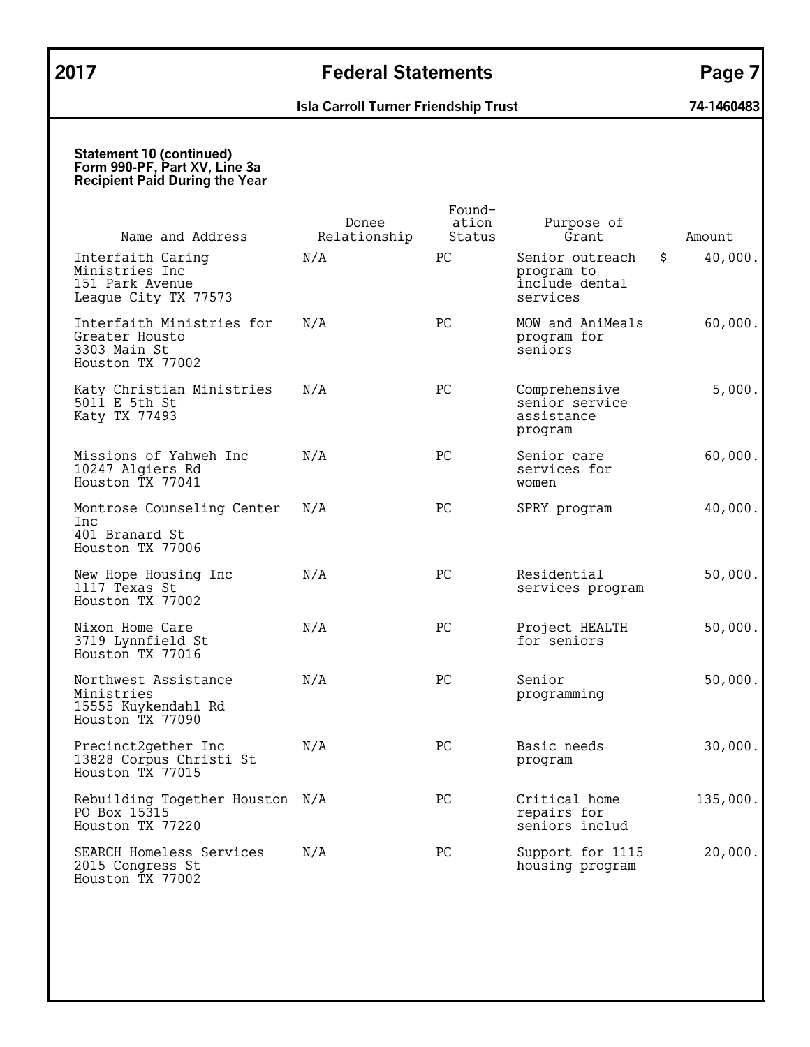# 2017 Federal Statements

**Isla Carroll Turner Friendship Trust** **74-1460483**

**Statement 10 (continued)**
**Form 990-PF, Part XV, Line 3a**
**Recipient Paid During the Year**

| Name and Address | Donee Relationship | Foundation Status | Purpose of Grant | Amount |
|---|---|---|---|---|
| Interfaith Caring Ministries Inc<br>151 Park Avenue<br>League City TX 77573 | N/A | PC | Senior outreach program to include dental services | $ 40,000. |
| Interfaith Ministries for Greater Housto<br>3303 Main St<br>Houston TX 77002 | N/A | PC | MOW and AniMeals program for seniors | 60,000. |
| Katy Christian Ministries<br>5011 E 5th St<br>Katy TX 77493 | N/A | PC | Comprehensive senior service assistance program | 5,000. |
| Missions of Yahweh Inc<br>10247 Algiers Rd<br>Houston TX 77041 | N/A | PC | Senior care services for women | 60,000. |
| Montrose Counseling Center Inc<br>401 Branard St<br>Houston TX 77006 | N/A | PC | SPRY program | 40,000. |
| New Hope Housing Inc<br>1117 Texas St<br>Houston TX 77002 | N/A | PC | Residential services program | 50,000. |
| Nixon Home Care<br>3719 Lynnfield St<br>Houston TX 77016 | N/A | PC | Project HEALTH for seniors | 50,000. |
| Northwest Assistance Ministries<br>15555 Kuykendahl Rd<br>Houston TX 77090 | N/A | PC | Senior programming | 50,000. |
| Precinct2gether Inc<br>13828 Corpus Christi St<br>Houston TX 77015 | N/A | PC | Basic needs program | 30,000. |
| Rebuilding Together Houston<br>PO Box 15315<br>Houston TX 77220 | N/A | PC | Critical home repairs for seniors includ | 135,000. |
| SEARCH Homeless Services<br>2015 Congress St<br>Houston TX 77002 | N/A | PC | Support for 1115 housing program | 20,000. |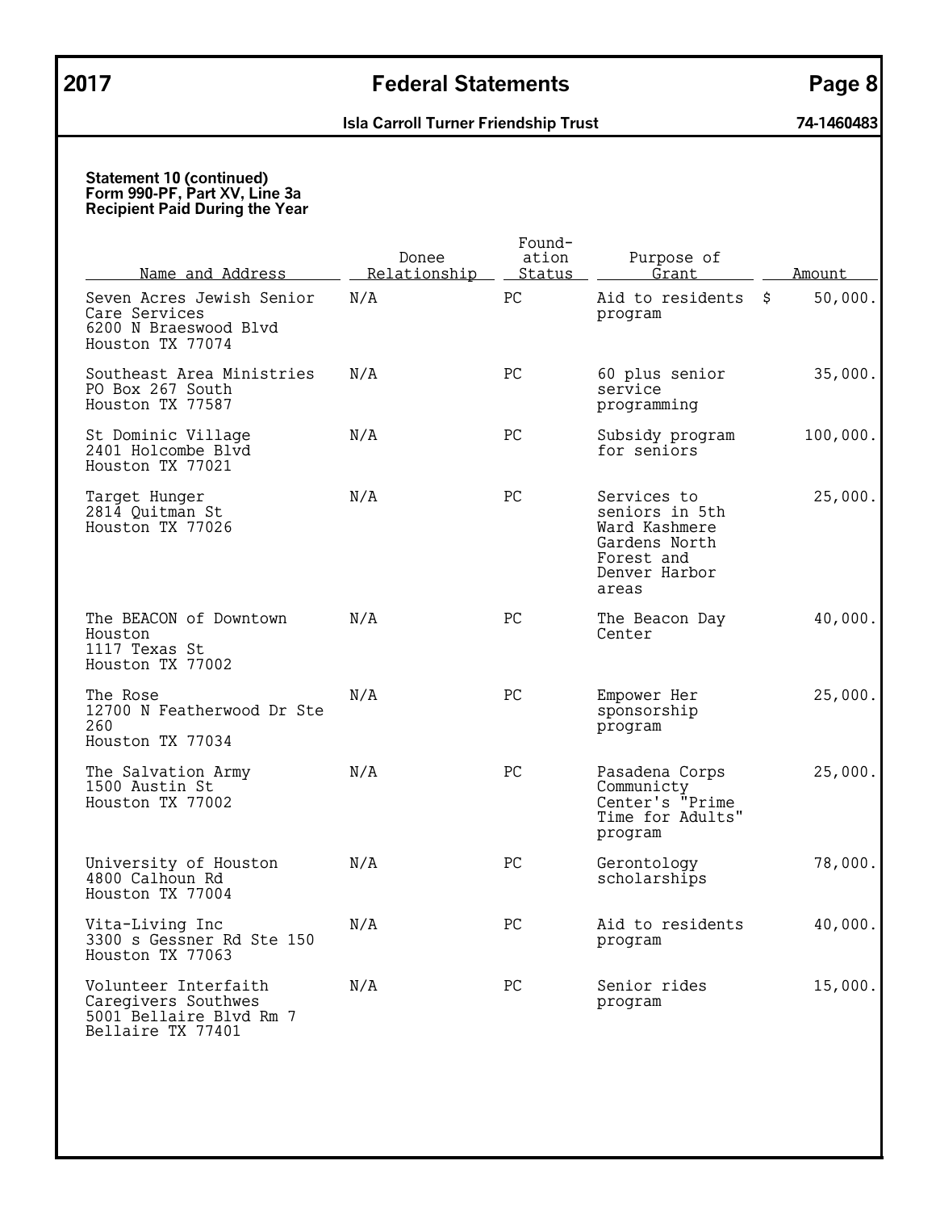**Statement 10 (continued)**
**Form 990-PF, Part XV, Line 3a**
**Recipient Paid During the Year**

| Name and Address | Donee Relationship | Foundation Status | Purpose of Grant | Amount |
|---|---|---|---|---|
| Seven Acres Jewish Senior Care Services<br>6200 N Braeswood Blvd<br>Houston TX 77074 | N/A | PC | Aid to residents program | $ 50,000. |
| Southeast Area Ministries<br>PO Box 267 South<br>Houston TX 77587 | N/A | PC | 60 plus senior service programming | 35,000. |
| St Dominic Village<br>2401 Holcombe Blvd<br>Houston TX 77021 | N/A | PC | Subsidy program for seniors | 100,000. |
| Target Hunger<br>2814 Quitman St<br>Houston TX 77026 | N/A | PC | Services to seniors in 5th Ward Kashmere Gardens North Forest and Denver Harbor areas | 25,000. |
| The BEACON of Downtown Houston<br>1117 Texas St<br>Houston TX 77002 | N/A | PC | The Beacon Day Center | 40,000. |
| The Rose<br>12700 N Featherwood Dr Ste 260<br>Houston TX 77034 | N/A | PC | Empower Her sponsorship program | 25,000. |
| The Salvation Army<br>1500 Austin St<br>Houston TX 77002 | N/A | PC | Pasadena Corps Communicty Center's "Prime Time for Adults" program | 25,000. |
| University of Houston<br>4800 Calhoun Rd<br>Houston TX 77004 | N/A | PC | Gerontology scholarships | 78,000. |
| Vita-Living Inc<br>3300 s Gessner Rd Ste 150<br>Houston TX 77063 | N/A | PC | Aid to residents program | 40,000. |
| Volunteer Interfaith Caregivers Southwes<br>5001 Bellaire Blvd Rm 7<br>Bellaire TX 77401 | N/A | PC | Senior rides program | 15,000. |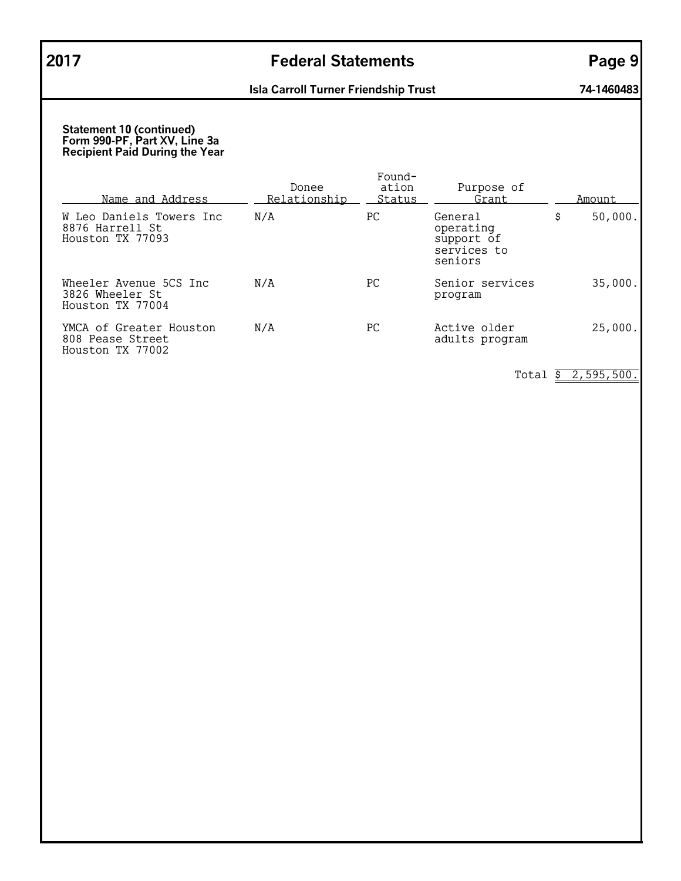**Statement 10 (continued)**
**Form 990-PF, Part XV, Line 3a**
**Recipient Paid During the Year**

| Name and Address | Donee Relationship | Foundation Status | Purpose of Grant | Amount |
|---|---|---|---|---|
| W Leo Daniels Towers Inc 8876 Harrell St Houston TX 77093 | N/A | PC | General operating support of services to seniors | $ 50,000. |
| Wheeler Avenue 5CS Inc 3826 Wheeler St Houston TX 77004 | N/A | PC | Senior services program | 35,000. |
| YMCA of Greater Houston 808 Pease Street Houston TX 77002 | N/A | PC | Active older adults program | 25,000. |
| | | | Total | $ 2,595,500. |